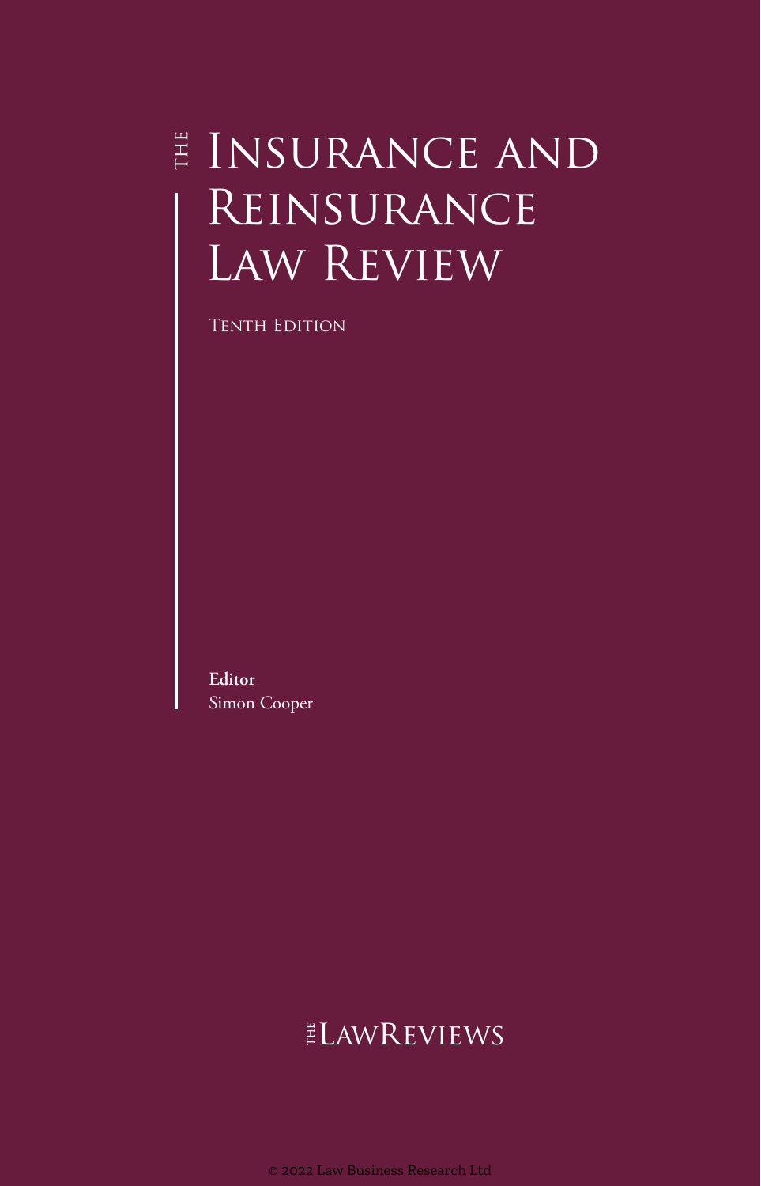# The Insurance and Reinsurance Law Review

Tenth Edition

**Editor**
Simon Cooper

The Law Reviews

© 2022 Law Business Research Ltd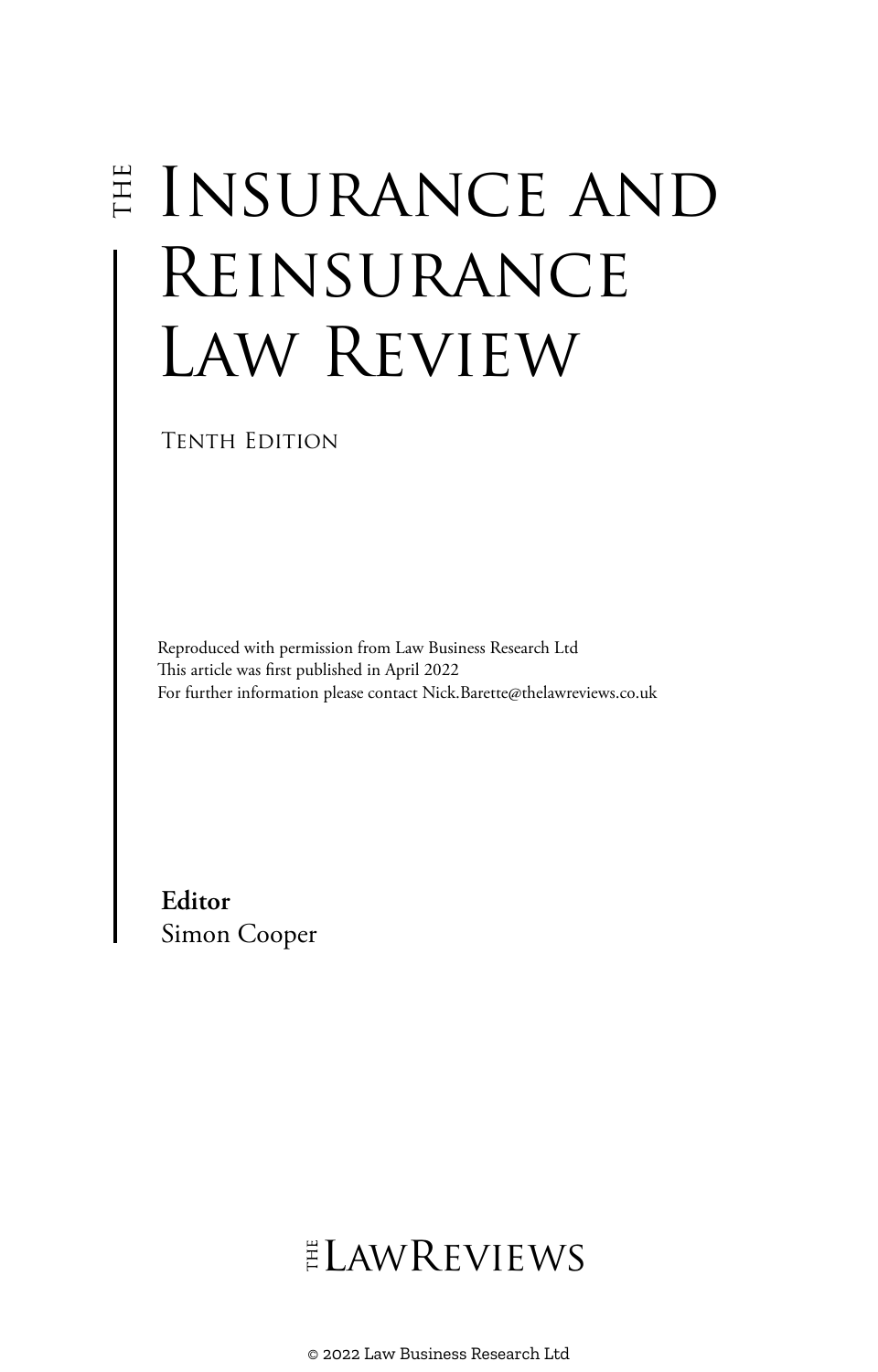# The Insurance and Reinsurance Law Review

Tenth Edition

Reproduced with permission from Law Business Research Ltd
This article was first published in April 2022
For further information please contact Nick.Barette@thelawreviews.co.uk

**Editor**
Simon Cooper

The Law Reviews

© 2022 Law Business Research Ltd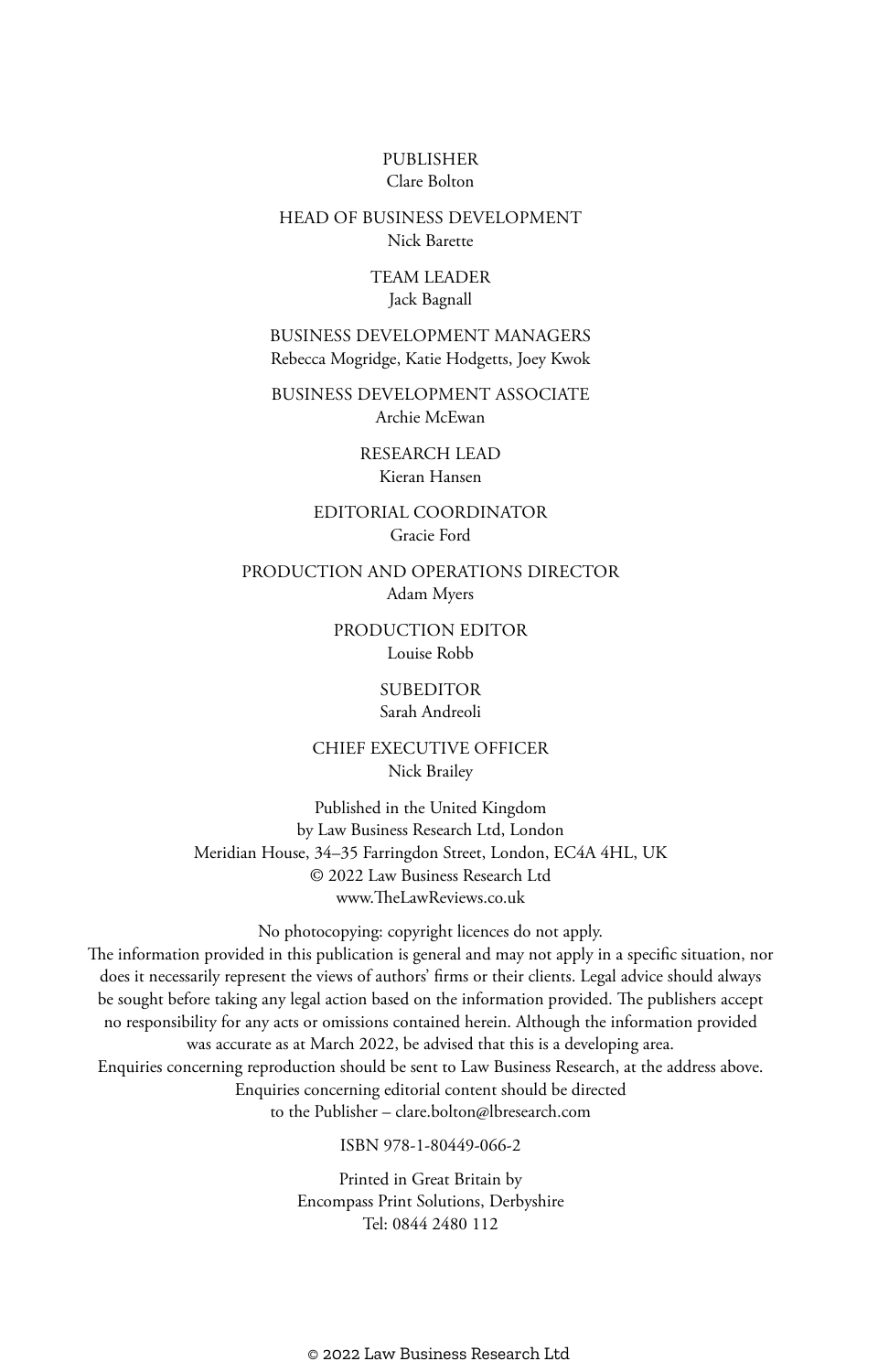PUBLISHER
Clare Bolton

HEAD OF BUSINESS DEVELOPMENT
Nick Barette

TEAM LEADER
Jack Bagnall

BUSINESS DEVELOPMENT MANAGERS
Rebecca Mogridge, Katie Hodgetts, Joey Kwok

BUSINESS DEVELOPMENT ASSOCIATE
Archie McEwan

RESEARCH LEAD
Kieran Hansen

EDITORIAL COORDINATOR
Gracie Ford

PRODUCTION AND OPERATIONS DIRECTOR
Adam Myers

PRODUCTION EDITOR
Louise Robb

SUBEDITOR
Sarah Andreoli

CHIEF EXECUTIVE OFFICER
Nick Brailey

Published in the United Kingdom
by Law Business Research Ltd, London
Meridian House, 34–35 Farringdon Street, London, EC4A 4HL, UK
© 2022 Law Business Research Ltd
www.TheLawReviews.co.uk

No photocopying: copyright licences do not apply.
The information provided in this publication is general and may not apply in a specific situation, nor does it necessarily represent the views of authors' firms or their clients. Legal advice should always be sought before taking any legal action based on the information provided. The publishers accept no responsibility for any acts or omissions contained herein. Although the information provided was accurate as at March 2022, be advised that this is a developing area.
Enquiries concerning reproduction should be sent to Law Business Research, at the address above.
Enquiries concerning editorial content should be directed
to the Publisher – clare.bolton@lbresearch.com

ISBN 978-1-80449-066-2

Printed in Great Britain by
Encompass Print Solutions, Derbyshire
Tel: 0844 2480 112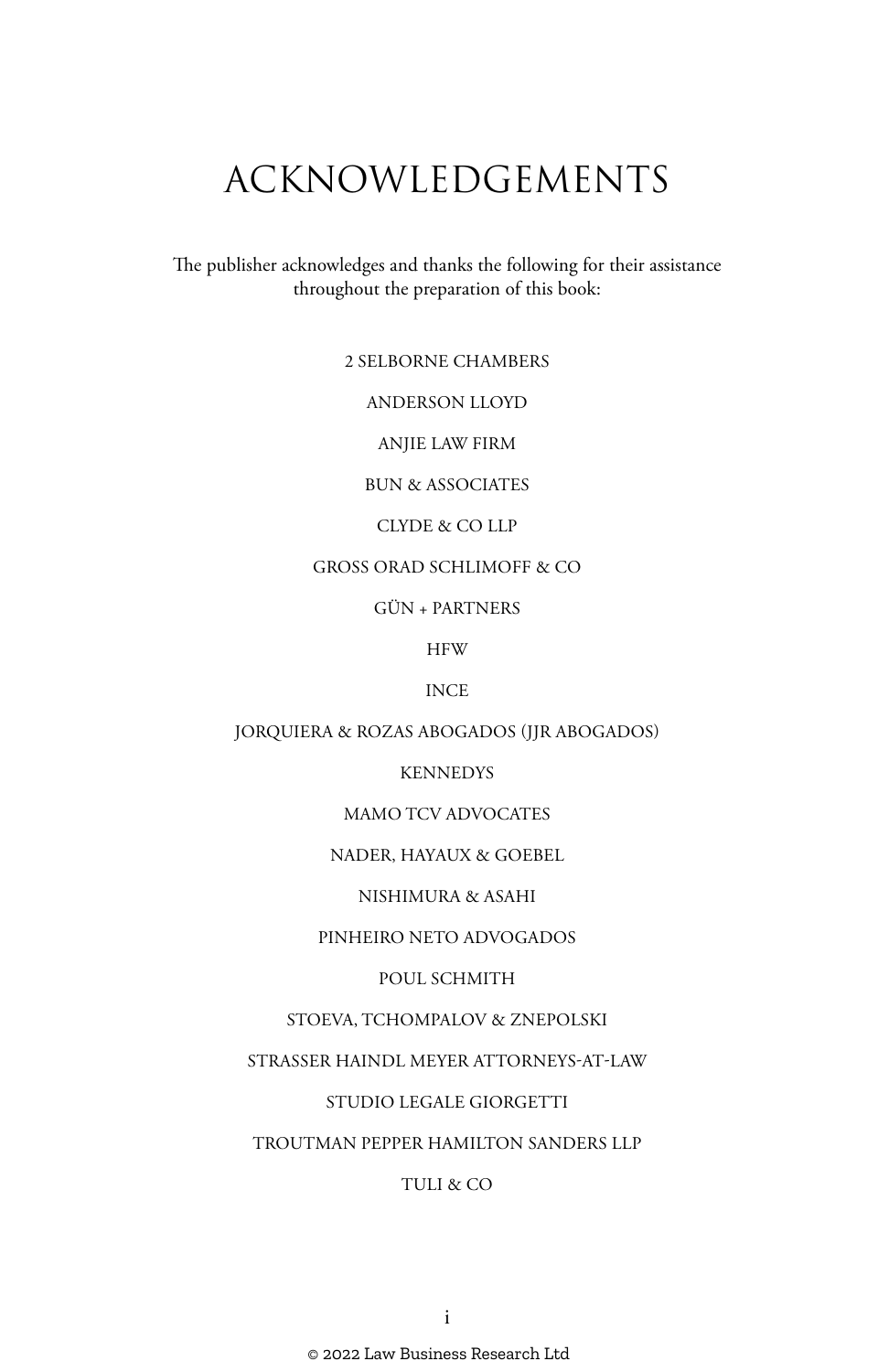# ACKNOWLEDGEMENTS

The publisher acknowledges and thanks the following for their assistance throughout the preparation of this book:

2 SELBORNE CHAMBERS

ANDERSON LLOYD

ANJIE LAW FIRM

BUN & ASSOCIATES

CLYDE & CO LLP

GROSS ORAD SCHLIMOFF & CO

GÜN + PARTNERS

HFW

INCE

JORQUIERA & ROZAS ABOGADOS (JJR ABOGADOS)

KENNEDYS

MAMO TCV ADVOCATES

NADER, HAYAUX & GOEBEL

NISHIMURA & ASAHI

PINHEIRO NETO ADVOGADOS

POUL SCHMITH

STOEVA, TCHOMPALOV & ZNEPOLSKI

STRASSER HAINDL MEYER ATTORNEYS-AT-LAW

STUDIO LEGALE GIORGETTI

TROUTMAN PEPPER HAMILTON SANDERS LLP

TULI & CO

© 2022 Law Business Research Ltd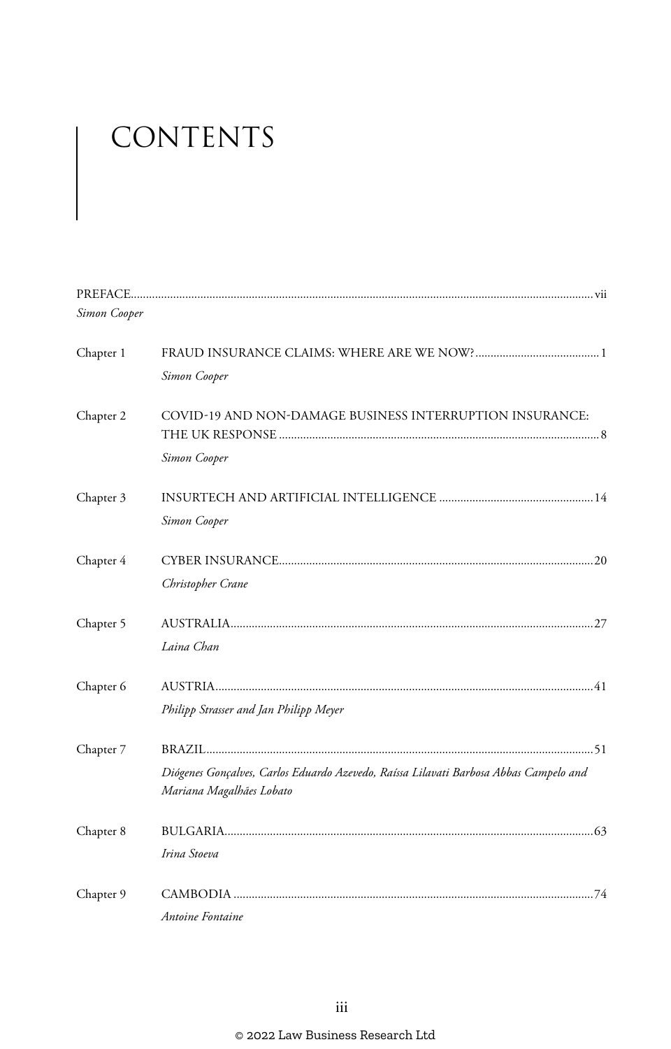# CONTENTS

PREFACE........................................................................................................................................................ vii
*Simon Cooper*

Chapter 1 FRAUD INSURANCE CLAIMS: WHERE ARE WE NOW?......................................... 1
*Simon Cooper*

Chapter 2 COVID-19 AND NON-DAMAGE BUSINESS INTERRUPTION INSURANCE: THE UK RESPONSE ......................................................................................................... 8
*Simon Cooper*

Chapter 3 INSURTECH AND ARTIFICIAL INTELLIGENCE .................................................. 14
*Simon Cooper*

Chapter 4 CYBER INSURANCE....................................................................................................... 20
*Christopher Crane*

Chapter 5 AUSTRALIA....................................................................................................................... 27
*Laina Chan*

Chapter 6 AUSTRIA............................................................................................................................ 41
*Philipp Strasser and Jan Philipp Meyer*

Chapter 7 BRAZIL............................................................................................................................... 51
*Diógenes Gonçalves, Carlos Eduardo Azevedo, Raíssa Lilavati Barbosa Abbas Campelo and Mariana Magalhães Lobato*

Chapter 8 BULGARIA......................................................................................................................... 63
*Irina Stoeva*

Chapter 9 CAMBODIA ...................................................................................................................... 74
*Antoine Fontaine*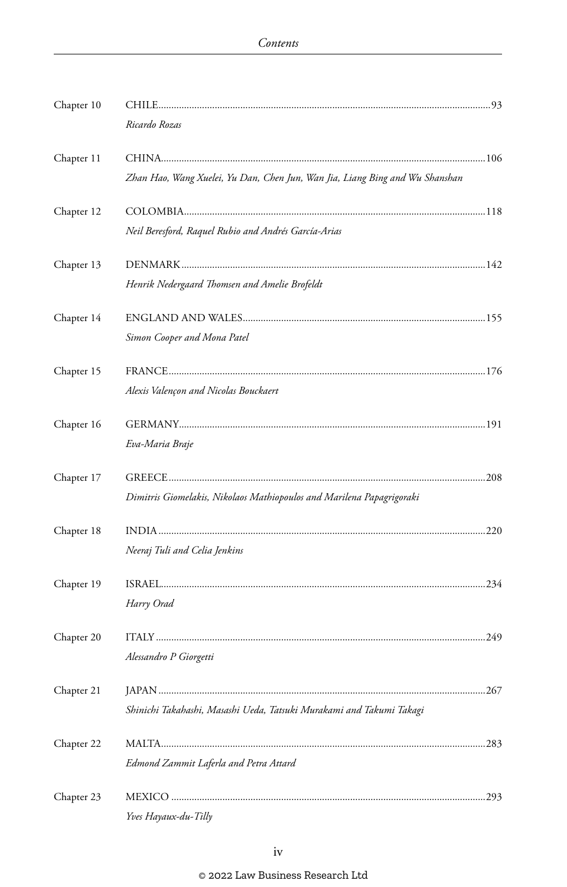Chapter 10 CHILE.....93

*Ricardo Rozas*

Chapter 11 CHINA.....106

*Zhan Hao, Wang Xuelei, Yu Dan, Chen Jun, Wan Jia, Liang Bing and Wu Shanshan*

Chapter 12 COLOMBIA.....118

*Neil Beresford, Raquel Rubio and Andrés García-Arias*

Chapter 13 DENMARK.....142

*Henrik Nedergaard Thomsen and Amelie Brofeldt*

Chapter 14 ENGLAND AND WALES.....155

*Simon Cooper and Mona Patel*

Chapter 15 FRANCE.....176

*Alexis Valençon and Nicolas Bouckaert*

Chapter 16 GERMANY.....191

*Eva-Maria Braje*

Chapter 17 GREECE.....208

*Dimitris Giomelakis, Nikolaos Mathiopoulos and Marilena Papagrigoraki*

Chapter 18 INDIA.....220

*Neeraj Tuli and Celia Jenkins*

Chapter 19 ISRAEL.....234

*Harry Orad*

Chapter 20 ITALY.....249

*Alessandro P Giorgetti*

Chapter 21 JAPAN.....267

*Shinichi Takahashi, Masashi Ueda, Tatsuki Murakami and Takumi Takagi*

Chapter 22 MALTA.....283

*Edmond Zammit Laferla and Petra Attard*

Chapter 23 MEXICO.....293

*Yves Hayaux-du-Tilly*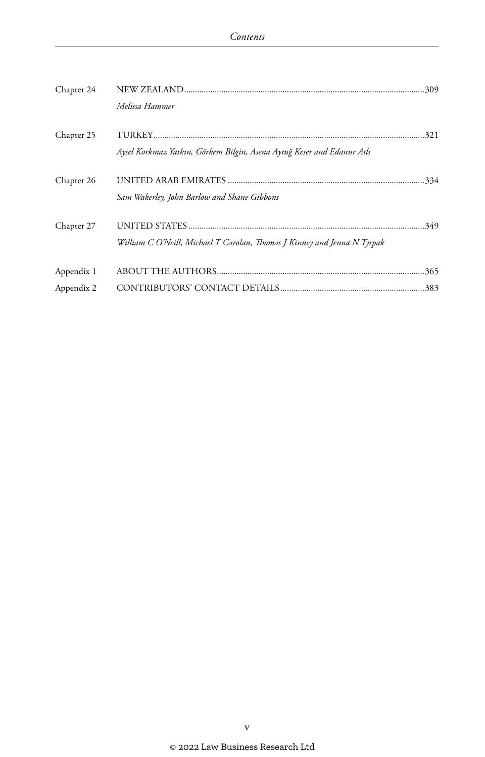| | | |
|---|---|---|
| Chapter 24 | NEW ZEALAND<br>*Melissa Hammer* | 309 |
| Chapter 25 | TURKEY<br>*Aysel Korkmaz Yatkın, Görkem Bilgin, Asena Aytuğ Keser and Edanur Atlı* | 321 |
| Chapter 26 | UNITED ARAB EMIRATES<br>*Sam Wakerley, John Barlow and Shane Gibbons* | 334 |
| Chapter 27 | UNITED STATES<br>*William C O'Neill, Michael T Carolan, Thomas J Kinney and Jenna N Tyrpak* | 349 |
| Appendix 1 | ABOUT THE AUTHORS | 365 |
| Appendix 2 | CONTRIBUTORS' CONTACT DETAILS | 383 |

© 2022 Law Business Research Ltd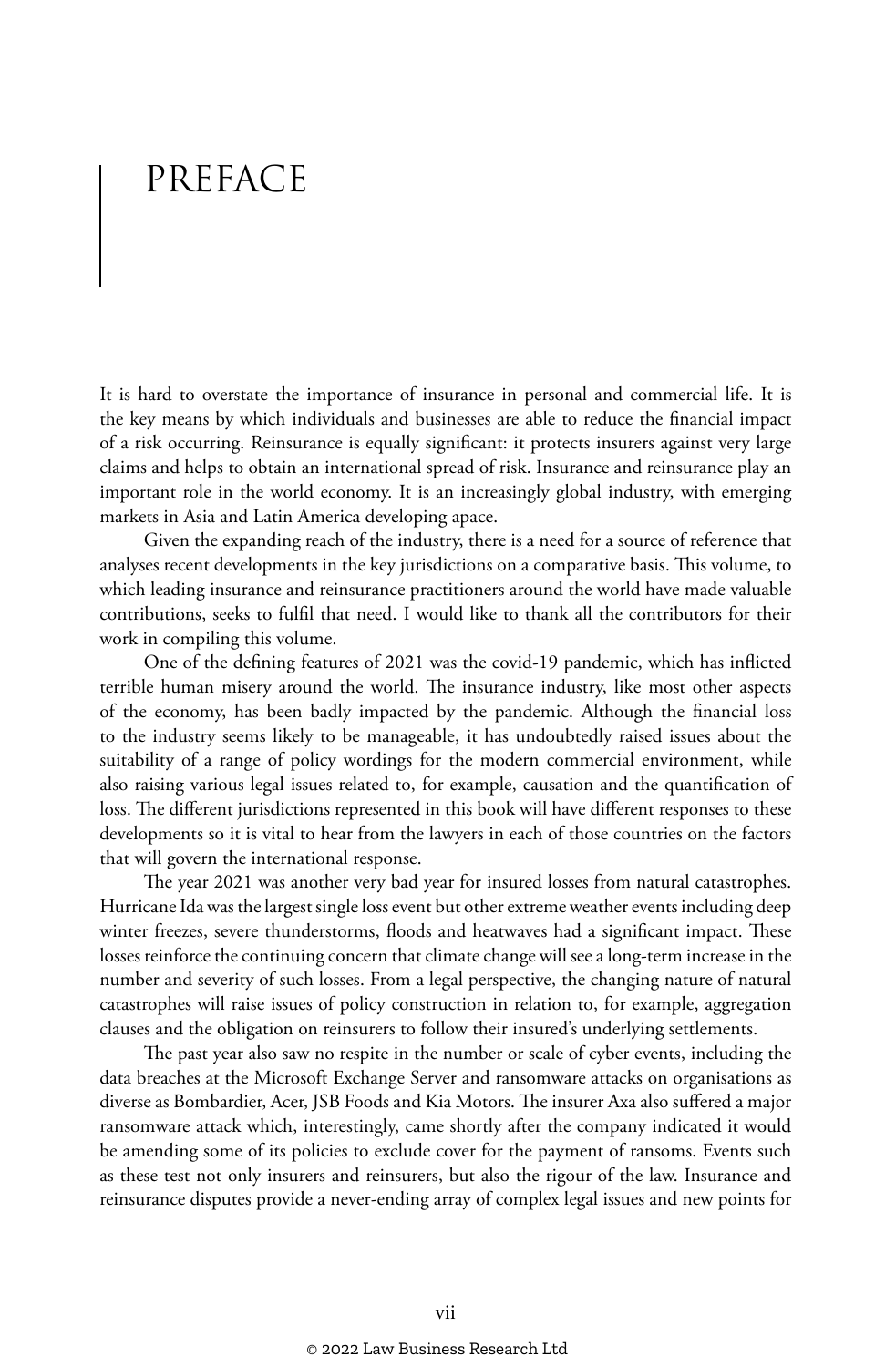# PREFACE

It is hard to overstate the importance of insurance in personal and commercial life. It is the key means by which individuals and businesses are able to reduce the financial impact of a risk occurring. Reinsurance is equally significant: it protects insurers against very large claims and helps to obtain an international spread of risk. Insurance and reinsurance play an important role in the world economy. It is an increasingly global industry, with emerging markets in Asia and Latin America developing apace.

Given the expanding reach of the industry, there is a need for a source of reference that analyses recent developments in the key jurisdictions on a comparative basis. This volume, to which leading insurance and reinsurance practitioners around the world have made valuable contributions, seeks to fulfil that need. I would like to thank all the contributors for their work in compiling this volume.

One of the defining features of 2021 was the covid-19 pandemic, which has inflicted terrible human misery around the world. The insurance industry, like most other aspects of the economy, has been badly impacted by the pandemic. Although the financial loss to the industry seems likely to be manageable, it has undoubtedly raised issues about the suitability of a range of policy wordings for the modern commercial environment, while also raising various legal issues related to, for example, causation and the quantification of loss. The different jurisdictions represented in this book will have different responses to these developments so it is vital to hear from the lawyers in each of those countries on the factors that will govern the international response.

The year 2021 was another very bad year for insured losses from natural catastrophes. Hurricane Ida was the largest single loss event but other extreme weather events including deep winter freezes, severe thunderstorms, floods and heatwaves had a significant impact. These losses reinforce the continuing concern that climate change will see a long-term increase in the number and severity of such losses. From a legal perspective, the changing nature of natural catastrophes will raise issues of policy construction in relation to, for example, aggregation clauses and the obligation on reinsurers to follow their insured's underlying settlements.

The past year also saw no respite in the number or scale of cyber events, including the data breaches at the Microsoft Exchange Server and ransomware attacks on organisations as diverse as Bombardier, Acer, JSB Foods and Kia Motors. The insurer Axa also suffered a major ransomware attack which, interestingly, came shortly after the company indicated it would be amending some of its policies to exclude cover for the payment of ransoms. Events such as these test not only insurers and reinsurers, but also the rigour of the law. Insurance and reinsurance disputes provide a never-ending array of complex legal issues and new points for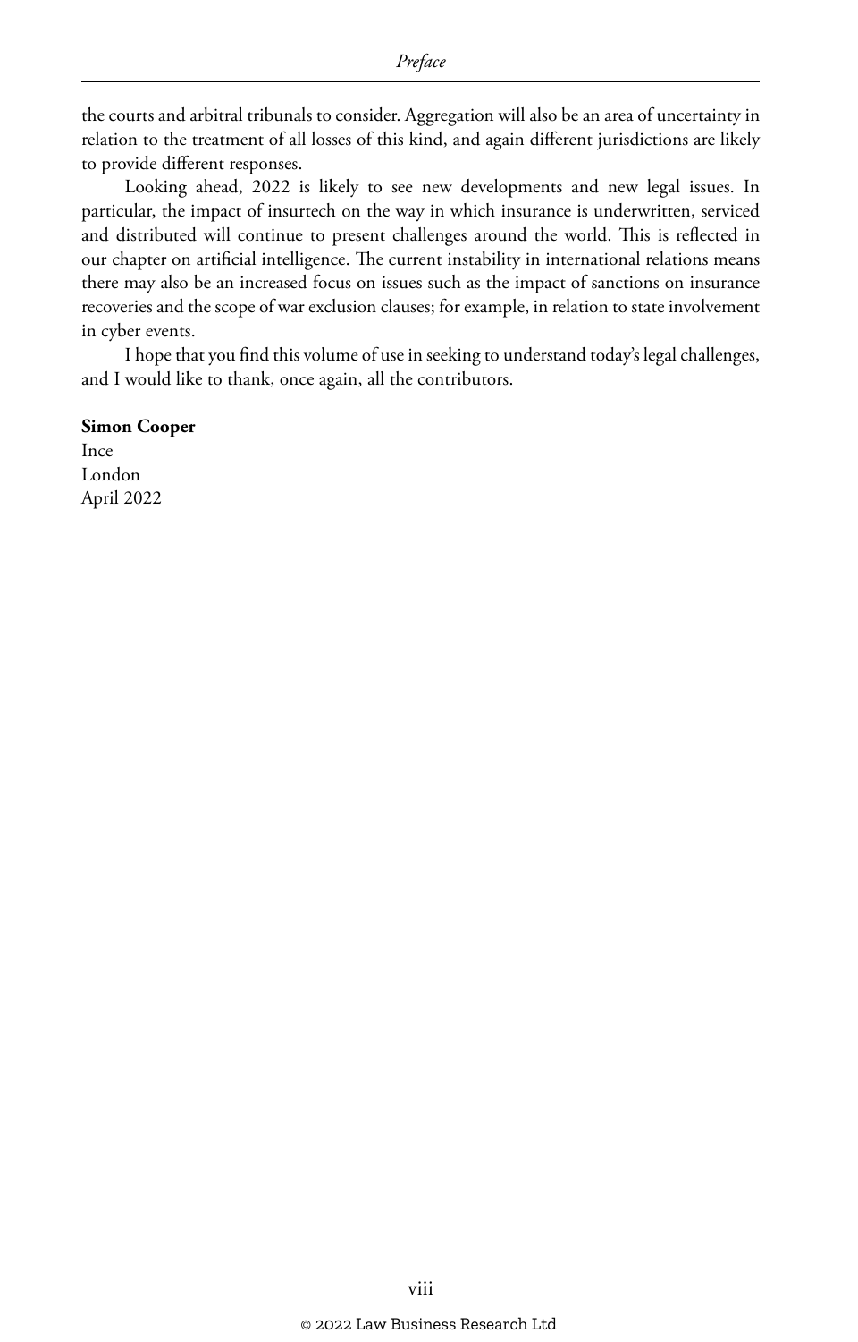the courts and arbitral tribunals to consider. Aggregation will also be an area of uncertainty in relation to the treatment of all losses of this kind, and again different jurisdictions are likely to provide different responses.

Looking ahead, 2022 is likely to see new developments and new legal issues. In particular, the impact of insurtech on the way in which insurance is underwritten, serviced and distributed will continue to present challenges around the world. This is reflected in our chapter on artificial intelligence. The current instability in international relations means there may also be an increased focus on issues such as the impact of sanctions on insurance recoveries and the scope of war exclusion clauses; for example, in relation to state involvement in cyber events.

I hope that you find this volume of use in seeking to understand today's legal challenges, and I would like to thank, once again, all the contributors.

**Simon Cooper**
Ince
London
April 2022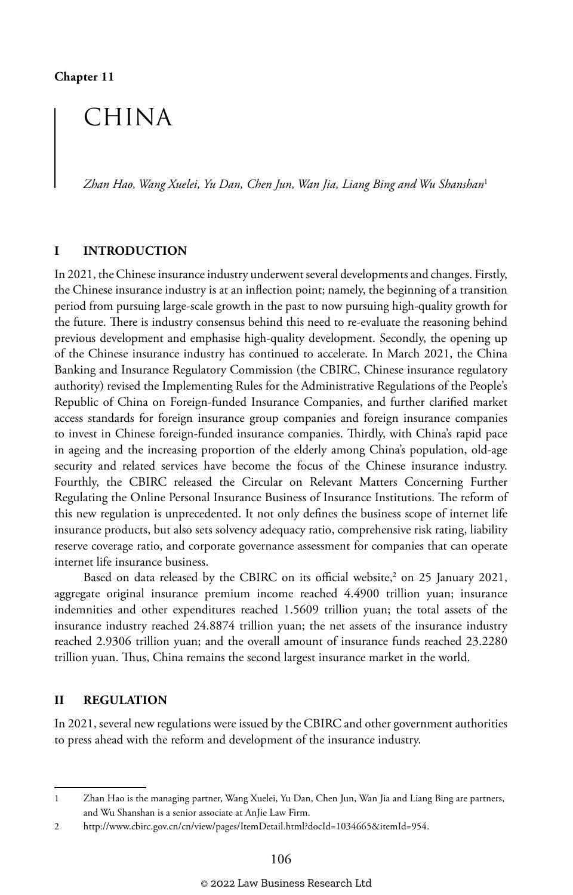Chapter 11

# CHINA

*Zhan Hao, Wang Xuelei, Yu Dan, Chen Jun, Wan Jia, Liang Bing and Wu Shanshan*[1]

## I INTRODUCTION

In 2021, the Chinese insurance industry underwent several developments and changes. Firstly, the Chinese insurance industry is at an inflection point; namely, the beginning of a transition period from pursuing large-scale growth in the past to now pursuing high-quality growth for the future. There is industry consensus behind this need to re-evaluate the reasoning behind previous development and emphasise high-quality development. Secondly, the opening up of the Chinese insurance industry has continued to accelerate. In March 2021, the China Banking and Insurance Regulatory Commission (the CBIRC, Chinese insurance regulatory authority) revised the Implementing Rules for the Administrative Regulations of the People's Republic of China on Foreign-funded Insurance Companies, and further clarified market access standards for foreign insurance group companies and foreign insurance companies to invest in Chinese foreign-funded insurance companies. Thirdly, with China's rapid pace in ageing and the increasing proportion of the elderly among China's population, old-age security and related services have become the focus of the Chinese insurance industry. Fourthly, the CBIRC released the Circular on Relevant Matters Concerning Further Regulating the Online Personal Insurance Business of Insurance Institutions. The reform of this new regulation is unprecedented. It not only defines the business scope of internet life insurance products, but also sets solvency adequacy ratio, comprehensive risk rating, liability reserve coverage ratio, and corporate governance assessment for companies that can operate internet life insurance business.

Based on data released by the CBIRC on its official website,[2] on 25 January 2021, aggregate original insurance premium income reached 4.4900 trillion yuan; insurance indemnities and other expenditures reached 1.5609 trillion yuan; the total assets of the insurance industry reached 24.8874 trillion yuan; the net assets of the insurance industry reached 2.9306 trillion yuan; and the overall amount of insurance funds reached 23.2280 trillion yuan. Thus, China remains the second largest insurance market in the world.

## II REGULATION

In 2021, several new regulations were issued by the CBIRC and other government authorities to press ahead with the reform and development of the insurance industry.

---

1 Zhan Hao is the managing partner, Wang Xuelei, Yu Dan, Chen Jun, Wan Jia and Liang Bing are partners, and Wu Shanshan is a senior associate at AnJie Law Firm.

2 http://www.cbirc.gov.cn/cn/view/pages/ItemDetail.html?docId=1034665&itemId=954.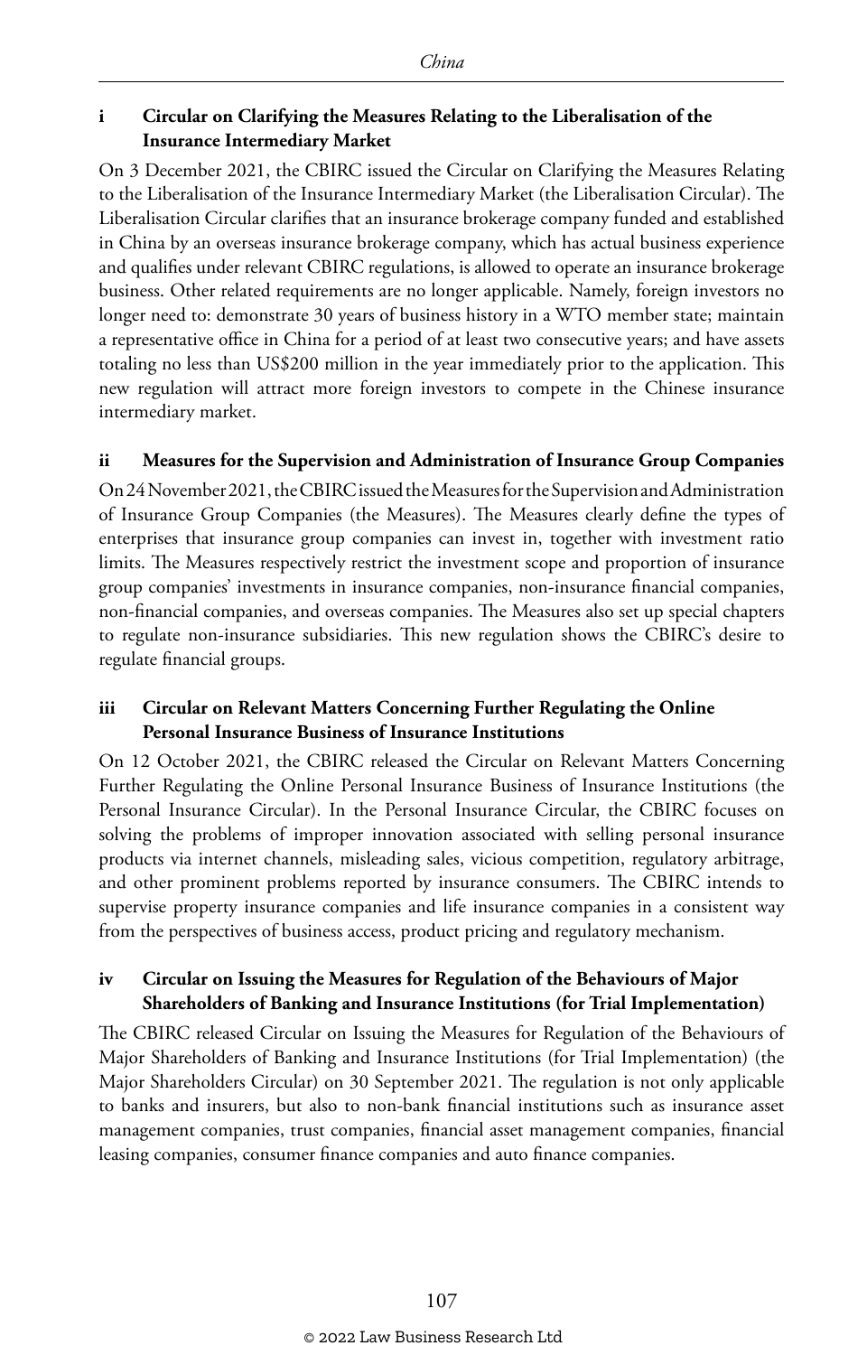### i Circular on Clarifying the Measures Relating to the Liberalisation of the Insurance Intermediary Market

On 3 December 2021, the CBIRC issued the Circular on Clarifying the Measures Relating to the Liberalisation of the Insurance Intermediary Market (the Liberalisation Circular). The Liberalisation Circular clarifies that an insurance brokerage company funded and established in China by an overseas insurance brokerage company, which has actual business experience and qualifies under relevant CBIRC regulations, is allowed to operate an insurance brokerage business. Other related requirements are no longer applicable. Namely, foreign investors no longer need to: demonstrate 30 years of business history in a WTO member state; maintain a representative office in China for a period of at least two consecutive years; and have assets totaling no less than US$200 million in the year immediately prior to the application. This new regulation will attract more foreign investors to compete in the Chinese insurance intermediary market.

### ii Measures for the Supervision and Administration of Insurance Group Companies

On 24 November 2021, the CBIRC issued the Measures for the Supervision and Administration of Insurance Group Companies (the Measures). The Measures clearly define the types of enterprises that insurance group companies can invest in, together with investment ratio limits. The Measures respectively restrict the investment scope and proportion of insurance group companies' investments in insurance companies, non-insurance financial companies, non-financial companies, and overseas companies. The Measures also set up special chapters to regulate non-insurance subsidiaries. This new regulation shows the CBIRC's desire to regulate financial groups.

### iii Circular on Relevant Matters Concerning Further Regulating the Online Personal Insurance Business of Insurance Institutions

On 12 October 2021, the CBIRC released the Circular on Relevant Matters Concerning Further Regulating the Online Personal Insurance Business of Insurance Institutions (the Personal Insurance Circular). In the Personal Insurance Circular, the CBIRC focuses on solving the problems of improper innovation associated with selling personal insurance products via internet channels, misleading sales, vicious competition, regulatory arbitrage, and other prominent problems reported by insurance consumers. The CBIRC intends to supervise property insurance companies and life insurance companies in a consistent way from the perspectives of business access, product pricing and regulatory mechanism.

### iv Circular on Issuing the Measures for Regulation of the Behaviours of Major Shareholders of Banking and Insurance Institutions (for Trial Implementation)

The CBIRC released Circular on Issuing the Measures for Regulation of the Behaviours of Major Shareholders of Banking and Insurance Institutions (for Trial Implementation) (the Major Shareholders Circular) on 30 September 2021. The regulation is not only applicable to banks and insurers, but also to non-bank financial institutions such as insurance asset management companies, trust companies, financial asset management companies, financial leasing companies, consumer finance companies and auto finance companies.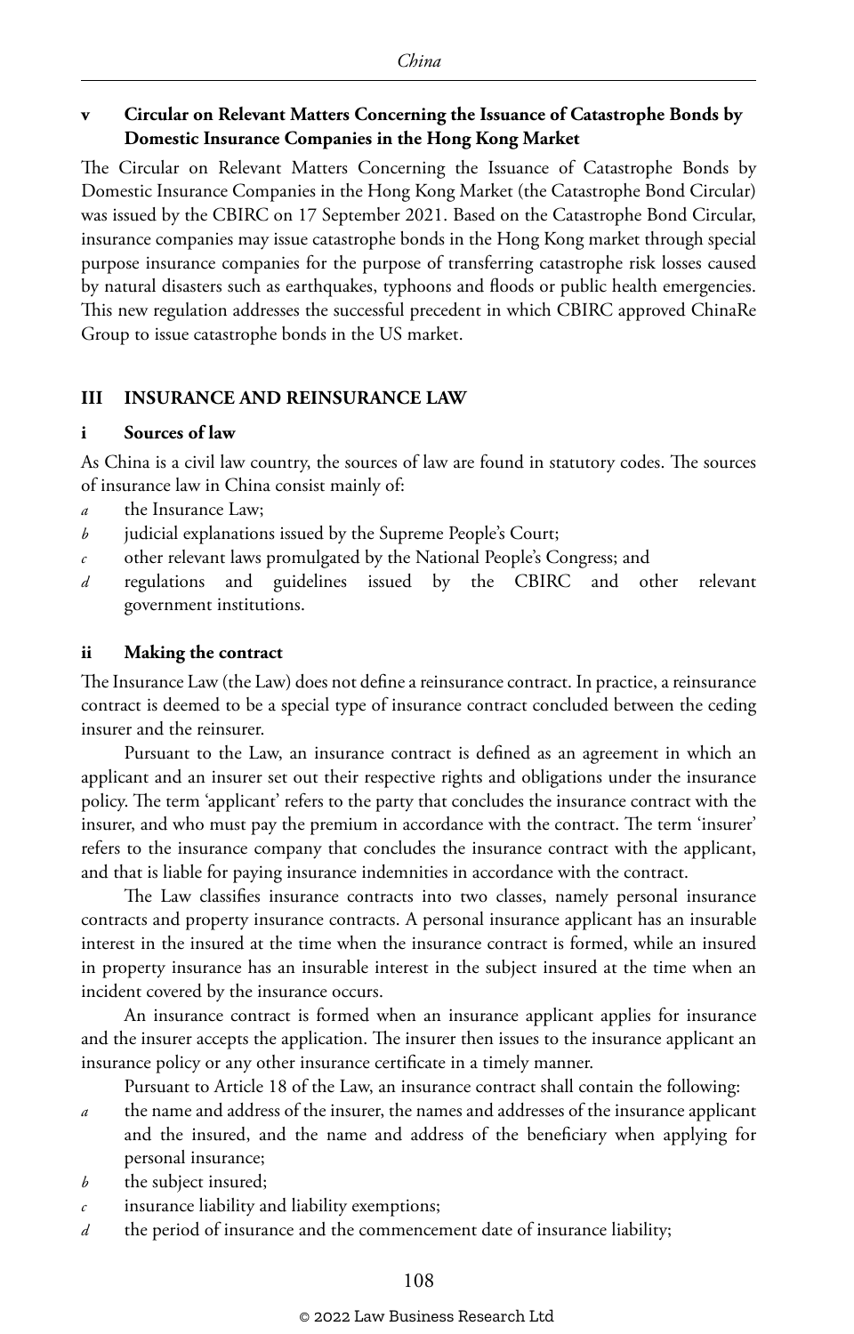### v Circular on Relevant Matters Concerning the Issuance of Catastrophe Bonds by Domestic Insurance Companies in the Hong Kong Market

The Circular on Relevant Matters Concerning the Issuance of Catastrophe Bonds by Domestic Insurance Companies in the Hong Kong Market (the Catastrophe Bond Circular) was issued by the CBIRC on 17 September 2021. Based on the Catastrophe Bond Circular, insurance companies may issue catastrophe bonds in the Hong Kong market through special purpose insurance companies for the purpose of transferring catastrophe risk losses caused by natural disasters such as earthquakes, typhoons and floods or public health emergencies. This new regulation addresses the successful precedent in which CBIRC approved ChinaRe Group to issue catastrophe bonds in the US market.

## III INSURANCE AND REINSURANCE LAW

### i Sources of law

As China is a civil law country, the sources of law are found in statutory codes. The sources of insurance law in China consist mainly of:

- *a* the Insurance Law;
- *b* judicial explanations issued by the Supreme People's Court;
- *c* other relevant laws promulgated by the National People's Congress; and
- *d* regulations and guidelines issued by the CBIRC and other relevant government institutions.

### ii Making the contract

The Insurance Law (the Law) does not define a reinsurance contract. In practice, a reinsurance contract is deemed to be a special type of insurance contract concluded between the ceding insurer and the reinsurer.

Pursuant to the Law, an insurance contract is defined as an agreement in which an applicant and an insurer set out their respective rights and obligations under the insurance policy. The term 'applicant' refers to the party that concludes the insurance contract with the insurer, and who must pay the premium in accordance with the contract. The term 'insurer' refers to the insurance company that concludes the insurance contract with the applicant, and that is liable for paying insurance indemnities in accordance with the contract.

The Law classifies insurance contracts into two classes, namely personal insurance contracts and property insurance contracts. A personal insurance applicant has an insurable interest in the insured at the time when the insurance contract is formed, while an insured in property insurance has an insurable interest in the subject insured at the time when an incident covered by the insurance occurs.

An insurance contract is formed when an insurance applicant applies for insurance and the insurer accepts the application. The insurer then issues to the insurance applicant an insurance policy or any other insurance certificate in a timely manner.

Pursuant to Article 18 of the Law, an insurance contract shall contain the following:

- *a* the name and address of the insurer, the names and addresses of the insurance applicant and the insured, and the name and address of the beneficiary when applying for personal insurance;
- *b* the subject insured;
- *c* insurance liability and liability exemptions;
- *d* the period of insurance and the commencement date of insurance liability;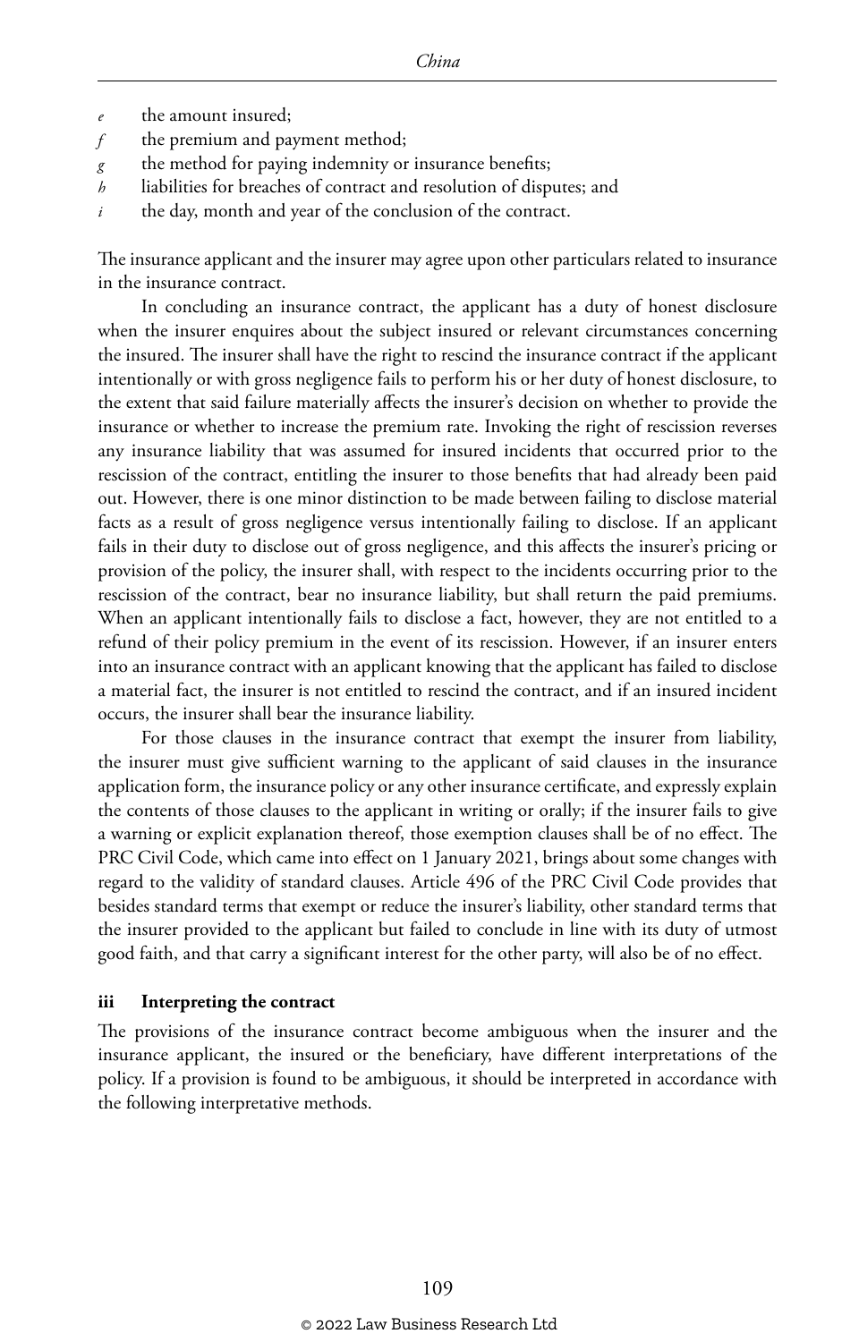*e* the amount insured;
*f* the premium and payment method;
*g* the method for paying indemnity or insurance benefits;
*h* liabilities for breaches of contract and resolution of disputes; and
*i* the day, month and year of the conclusion of the contract.

The insurance applicant and the insurer may agree upon other particulars related to insurance in the insurance contract.

In concluding an insurance contract, the applicant has a duty of honest disclosure when the insurer enquires about the subject insured or relevant circumstances concerning the insured. The insurer shall have the right to rescind the insurance contract if the applicant intentionally or with gross negligence fails to perform his or her duty of honest disclosure, to the extent that said failure materially affects the insurer's decision on whether to provide the insurance or whether to increase the premium rate. Invoking the right of rescission reverses any insurance liability that was assumed for insured incidents that occurred prior to the rescission of the contract, entitling the insurer to those benefits that had already been paid out. However, there is one minor distinction to be made between failing to disclose material facts as a result of gross negligence versus intentionally failing to disclose. If an applicant fails in their duty to disclose out of gross negligence, and this affects the insurer's pricing or provision of the policy, the insurer shall, with respect to the incidents occurring prior to the rescission of the contract, bear no insurance liability, but shall return the paid premiums. When an applicant intentionally fails to disclose a fact, however, they are not entitled to a refund of their policy premium in the event of its rescission. However, if an insurer enters into an insurance contract with an applicant knowing that the applicant has failed to disclose a material fact, the insurer is not entitled to rescind the contract, and if an insured incident occurs, the insurer shall bear the insurance liability.

For those clauses in the insurance contract that exempt the insurer from liability, the insurer must give sufficient warning to the applicant of said clauses in the insurance application form, the insurance policy or any other insurance certificate, and expressly explain the contents of those clauses to the applicant in writing or orally; if the insurer fails to give a warning or explicit explanation thereof, those exemption clauses shall be of no effect. The PRC Civil Code, which came into effect on 1 January 2021, brings about some changes with regard to the validity of standard clauses. Article 496 of the PRC Civil Code provides that besides standard terms that exempt or reduce the insurer's liability, other standard terms that the insurer provided to the applicant but failed to conclude in line with its duty of utmost good faith, and that carry a significant interest for the other party, will also be of no effect.

### iii Interpreting the contract

The provisions of the insurance contract become ambiguous when the insurer and the insurance applicant, the insured or the beneficiary, have different interpretations of the policy. If a provision is found to be ambiguous, it should be interpreted in accordance with the following interpretative methods.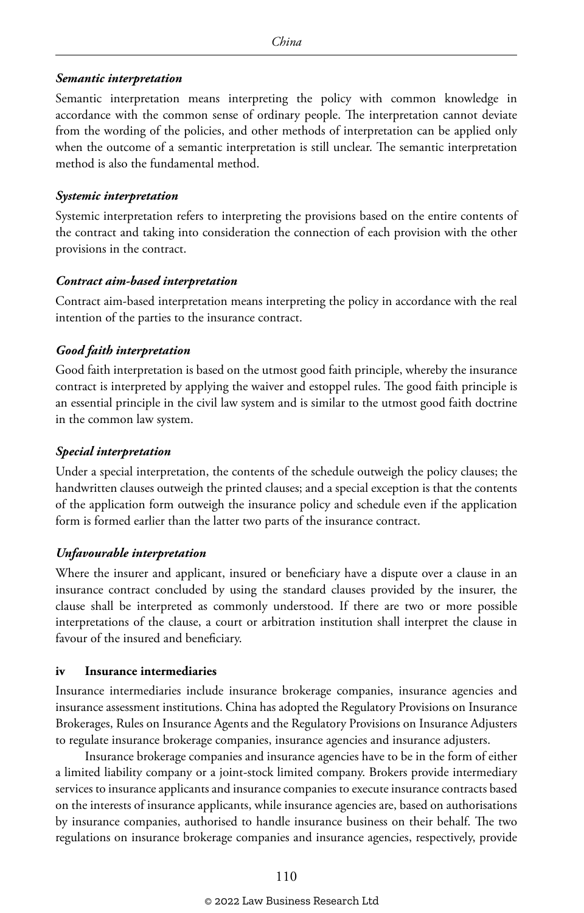***Semantic interpretation***

Semantic interpretation means interpreting the policy with common knowledge in accordance with the common sense of ordinary people. The interpretation cannot deviate from the wording of the policies, and other methods of interpretation can be applied only when the outcome of a semantic interpretation is still unclear. The semantic interpretation method is also the fundamental method.

***Systemic interpretation***

Systemic interpretation refers to interpreting the provisions based on the entire contents of the contract and taking into consideration the connection of each provision with the other provisions in the contract.

***Contract aim-based interpretation***

Contract aim-based interpretation means interpreting the policy in accordance with the real intention of the parties to the insurance contract.

***Good faith interpretation***

Good faith interpretation is based on the utmost good faith principle, whereby the insurance contract is interpreted by applying the waiver and estoppel rules. The good faith principle is an essential principle in the civil law system and is similar to the utmost good faith doctrine in the common law system.

***Special interpretation***

Under a special interpretation, the contents of the schedule outweigh the policy clauses; the handwritten clauses outweigh the printed clauses; and a special exception is that the contents of the application form outweigh the insurance policy and schedule even if the application form is formed earlier than the latter two parts of the insurance contract.

***Unfavourable interpretation***

Where the insurer and applicant, insured or beneficiary have a dispute over a clause in an insurance contract concluded by using the standard clauses provided by the insurer, the clause shall be interpreted as commonly understood. If there are two or more possible interpretations of the clause, a court or arbitration institution shall interpret the clause in favour of the insured and beneficiary.

**iv Insurance intermediaries**

Insurance intermediaries include insurance brokerage companies, insurance agencies and insurance assessment institutions. China has adopted the Regulatory Provisions on Insurance Brokerages, Rules on Insurance Agents and the Regulatory Provisions on Insurance Adjusters to regulate insurance brokerage companies, insurance agencies and insurance adjusters.

Insurance brokerage companies and insurance agencies have to be in the form of either a limited liability company or a joint-stock limited company. Brokers provide intermediary services to insurance applicants and insurance companies to execute insurance contracts based on the interests of insurance applicants, while insurance agencies are, based on authorisations by insurance companies, authorised to handle insurance business on their behalf. The two regulations on insurance brokerage companies and insurance agencies, respectively, provide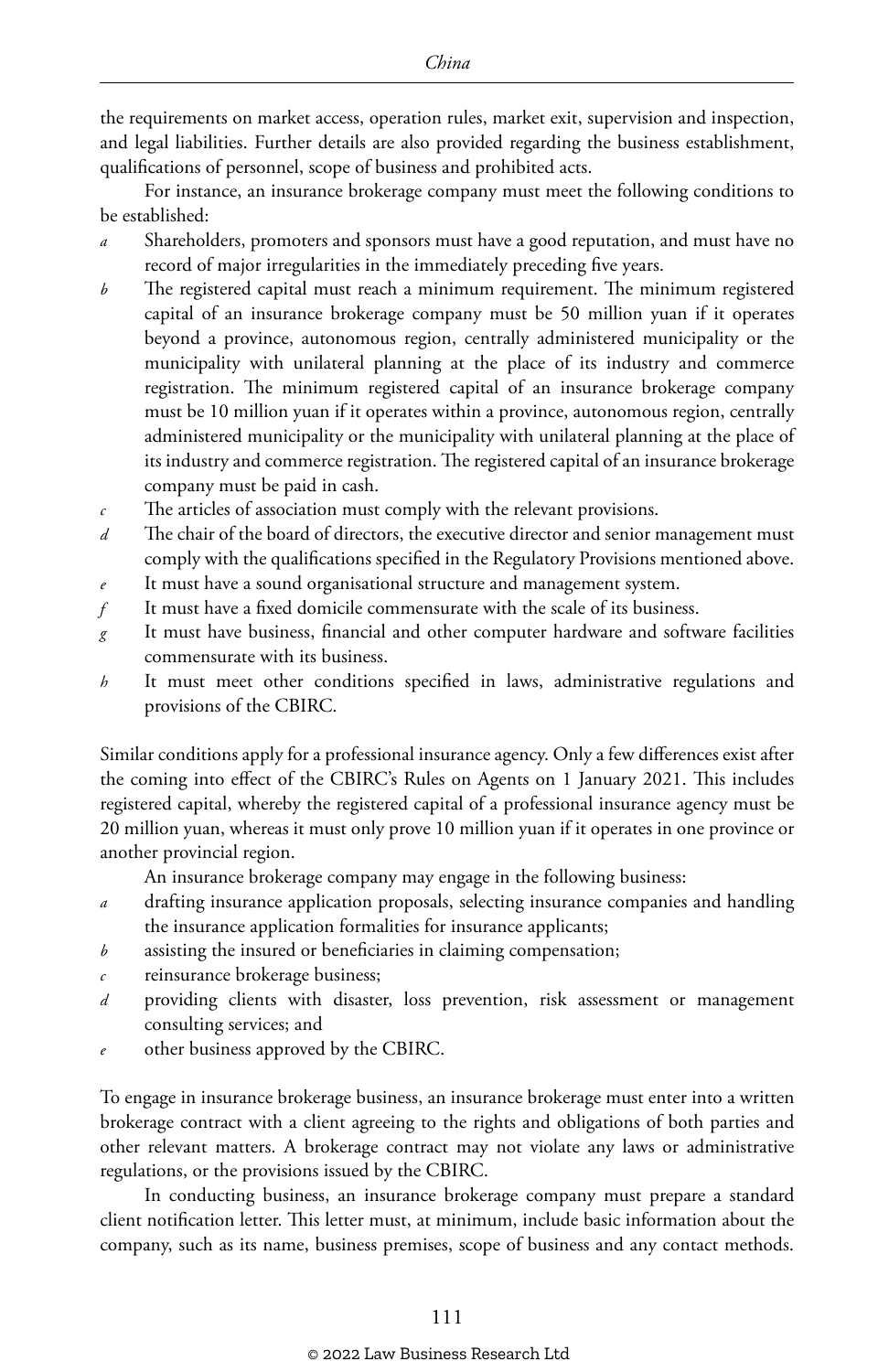the requirements on market access, operation rules, market exit, supervision and inspection, and legal liabilities. Further details are also provided regarding the business establishment, qualifications of personnel, scope of business and prohibited acts.

For instance, an insurance brokerage company must meet the following conditions to be established:

*a* Shareholders, promoters and sponsors must have a good reputation, and must have no record of major irregularities in the immediately preceding five years.

*b* The registered capital must reach a minimum requirement. The minimum registered capital of an insurance brokerage company must be 50 million yuan if it operates beyond a province, autonomous region, centrally administered municipality or the municipality with unilateral planning at the place of its industry and commerce registration. The minimum registered capital of an insurance brokerage company must be 10 million yuan if it operates within a province, autonomous region, centrally administered municipality or the municipality with unilateral planning at the place of its industry and commerce registration. The registered capital of an insurance brokerage company must be paid in cash.

*c* The articles of association must comply with the relevant provisions.

*d* The chair of the board of directors, the executive director and senior management must comply with the qualifications specified in the Regulatory Provisions mentioned above.

*e* It must have a sound organisational structure and management system.

*f* It must have a fixed domicile commensurate with the scale of its business.

*g* It must have business, financial and other computer hardware and software facilities commensurate with its business.

*h* It must meet other conditions specified in laws, administrative regulations and provisions of the CBIRC.

Similar conditions apply for a professional insurance agency. Only a few differences exist after the coming into effect of the CBIRC's Rules on Agents on 1 January 2021. This includes registered capital, whereby the registered capital of a professional insurance agency must be 20 million yuan, whereas it must only prove 10 million yuan if it operates in one province or another provincial region.

An insurance brokerage company may engage in the following business:

*a* drafting insurance application proposals, selecting insurance companies and handling the insurance application formalities for insurance applicants;

*b* assisting the insured or beneficiaries in claiming compensation;

*c* reinsurance brokerage business;

*d* providing clients with disaster, loss prevention, risk assessment or management consulting services; and

*e* other business approved by the CBIRC.

To engage in insurance brokerage business, an insurance brokerage must enter into a written brokerage contract with a client agreeing to the rights and obligations of both parties and other relevant matters. A brokerage contract may not violate any laws or administrative regulations, or the provisions issued by the CBIRC.

In conducting business, an insurance brokerage company must prepare a standard client notification letter. This letter must, at minimum, include basic information about the company, such as its name, business premises, scope of business and any contact methods.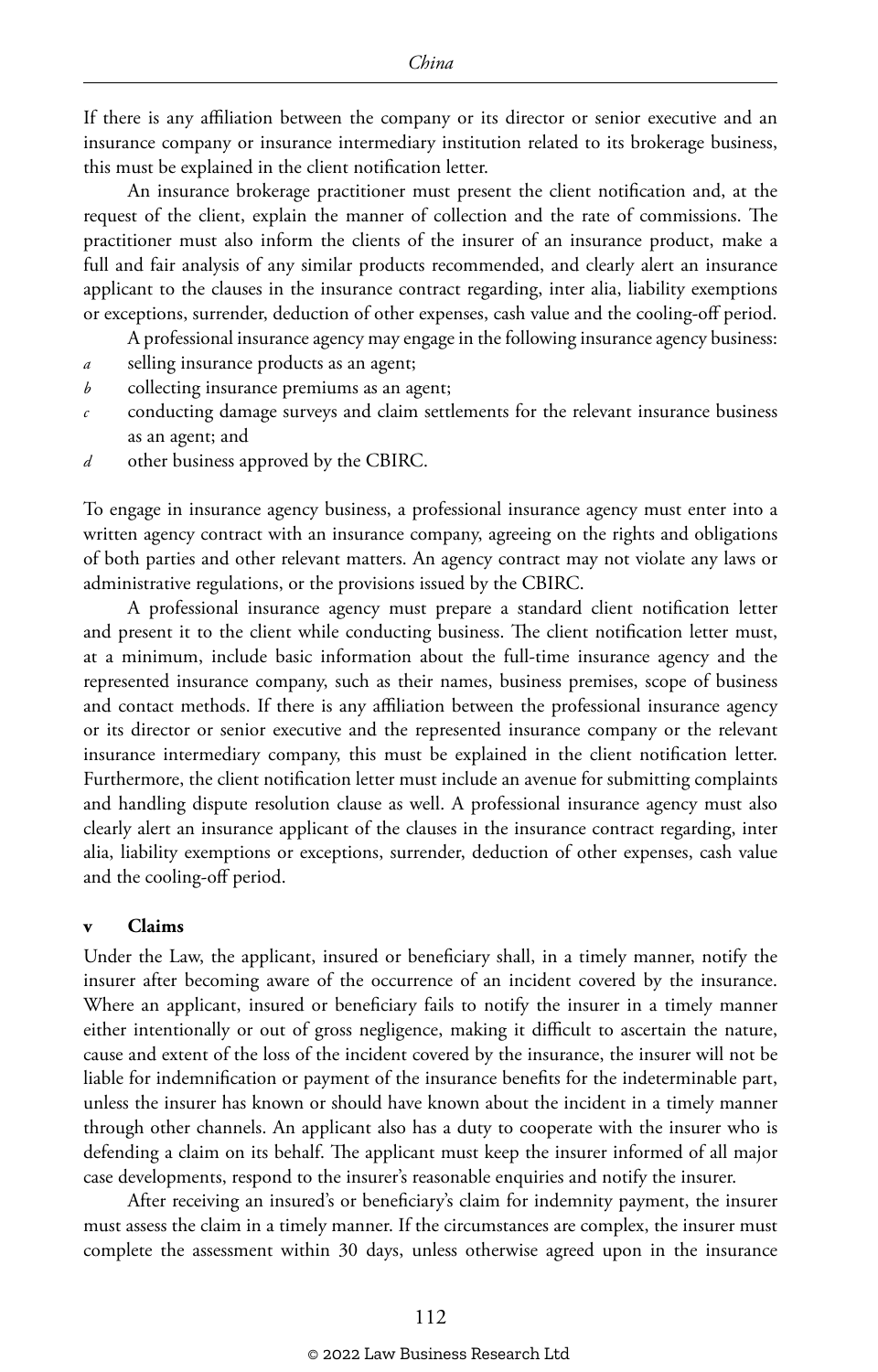If there is any affiliation between the company or its director or senior executive and an insurance company or insurance intermediary institution related to its brokerage business, this must be explained in the client notification letter.

An insurance brokerage practitioner must present the client notification and, at the request of the client, explain the manner of collection and the rate of commissions. The practitioner must also inform the clients of the insurer of an insurance product, make a full and fair analysis of any similar products recommended, and clearly alert an insurance applicant to the clauses in the insurance contract regarding, inter alia, liability exemptions or exceptions, surrender, deduction of other expenses, cash value and the cooling-off period.

A professional insurance agency may engage in the following insurance agency business:

*a* selling insurance products as an agent;

*b* collecting insurance premiums as an agent;

*c* conducting damage surveys and claim settlements for the relevant insurance business as an agent; and

*d* other business approved by the CBIRC.

To engage in insurance agency business, a professional insurance agency must enter into a written agency contract with an insurance company, agreeing on the rights and obligations of both parties and other relevant matters. An agency contract may not violate any laws or administrative regulations, or the provisions issued by the CBIRC.

A professional insurance agency must prepare a standard client notification letter and present it to the client while conducting business. The client notification letter must, at a minimum, include basic information about the full-time insurance agency and the represented insurance company, such as their names, business premises, scope of business and contact methods. If there is any affiliation between the professional insurance agency or its director or senior executive and the represented insurance company or the relevant insurance intermediary company, this must be explained in the client notification letter. Furthermore, the client notification letter must include an avenue for submitting complaints and handling dispute resolution clause as well. A professional insurance agency must also clearly alert an insurance applicant of the clauses in the insurance contract regarding, inter alia, liability exemptions or exceptions, surrender, deduction of other expenses, cash value and the cooling-off period.

### v Claims

Under the Law, the applicant, insured or beneficiary shall, in a timely manner, notify the insurer after becoming aware of the occurrence of an incident covered by the insurance. Where an applicant, insured or beneficiary fails to notify the insurer in a timely manner either intentionally or out of gross negligence, making it difficult to ascertain the nature, cause and extent of the loss of the incident covered by the insurance, the insurer will not be liable for indemnification or payment of the insurance benefits for the indeterminable part, unless the insurer has known or should have known about the incident in a timely manner through other channels. An applicant also has a duty to cooperate with the insurer who is defending a claim on its behalf. The applicant must keep the insurer informed of all major case developments, respond to the insurer's reasonable enquiries and notify the insurer.

After receiving an insured's or beneficiary's claim for indemnity payment, the insurer must assess the claim in a timely manner. If the circumstances are complex, the insurer must complete the assessment within 30 days, unless otherwise agreed upon in the insurance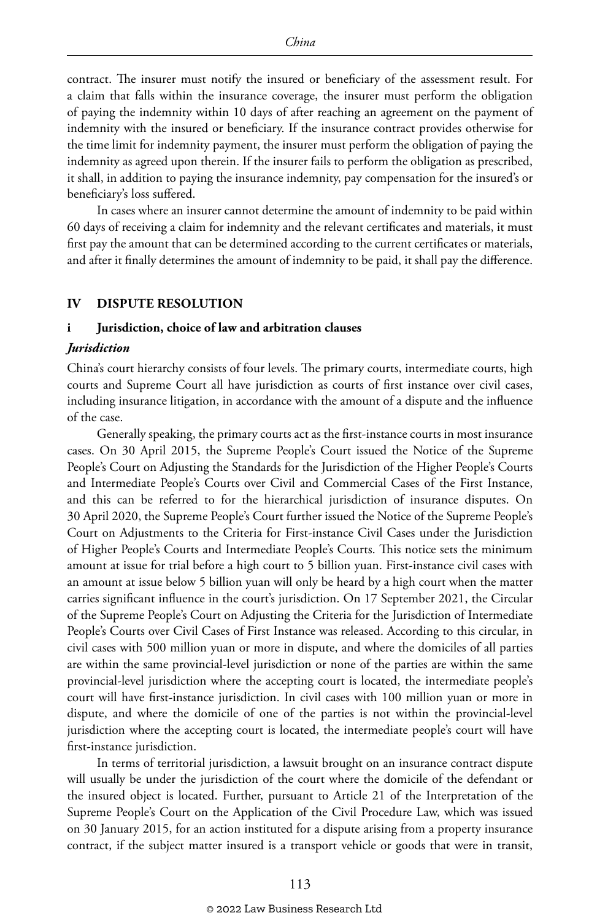contract. The insurer must notify the insured or beneficiary of the assessment result. For a claim that falls within the insurance coverage, the insurer must perform the obligation of paying the indemnity within 10 days of after reaching an agreement on the payment of indemnity with the insured or beneficiary. If the insurance contract provides otherwise for the time limit for indemnity payment, the insurer must perform the obligation of paying the indemnity as agreed upon therein. If the insurer fails to perform the obligation as prescribed, it shall, in addition to paying the insurance indemnity, pay compensation for the insured's or beneficiary's loss suffered.

In cases where an insurer cannot determine the amount of indemnity to be paid within 60 days of receiving a claim for indemnity and the relevant certificates and materials, it must first pay the amount that can be determined according to the current certificates or materials, and after it finally determines the amount of indemnity to be paid, it shall pay the difference.

## IV DISPUTE RESOLUTION

### i Jurisdiction, choice of law and arbitration clauses

#### *Jurisdiction*

China's court hierarchy consists of four levels. The primary courts, intermediate courts, high courts and Supreme Court all have jurisdiction as courts of first instance over civil cases, including insurance litigation, in accordance with the amount of a dispute and the influence of the case.

Generally speaking, the primary courts act as the first-instance courts in most insurance cases. On 30 April 2015, the Supreme People's Court issued the Notice of the Supreme People's Court on Adjusting the Standards for the Jurisdiction of the Higher People's Courts and Intermediate People's Courts over Civil and Commercial Cases of the First Instance, and this can be referred to for the hierarchical jurisdiction of insurance disputes. On 30 April 2020, the Supreme People's Court further issued the Notice of the Supreme People's Court on Adjustments to the Criteria for First-instance Civil Cases under the Jurisdiction of Higher People's Courts and Intermediate People's Courts. This notice sets the minimum amount at issue for trial before a high court to 5 billion yuan. First-instance civil cases with an amount at issue below 5 billion yuan will only be heard by a high court when the matter carries significant influence in the court's jurisdiction. On 17 September 2021, the Circular of the Supreme People's Court on Adjusting the Criteria for the Jurisdiction of Intermediate People's Courts over Civil Cases of First Instance was released. According to this circular, in civil cases with 500 million yuan or more in dispute, and where the domiciles of all parties are within the same provincial-level jurisdiction or none of the parties are within the same provincial-level jurisdiction where the accepting court is located, the intermediate people's court will have first-instance jurisdiction. In civil cases with 100 million yuan or more in dispute, and where the domicile of one of the parties is not within the provincial-level jurisdiction where the accepting court is located, the intermediate people's court will have first-instance jurisdiction.

In terms of territorial jurisdiction, a lawsuit brought on an insurance contract dispute will usually be under the jurisdiction of the court where the domicile of the defendant or the insured object is located. Further, pursuant to Article 21 of the Interpretation of the Supreme People's Court on the Application of the Civil Procedure Law, which was issued on 30 January 2015, for an action instituted for a dispute arising from a property insurance contract, if the subject matter insured is a transport vehicle or goods that were in transit,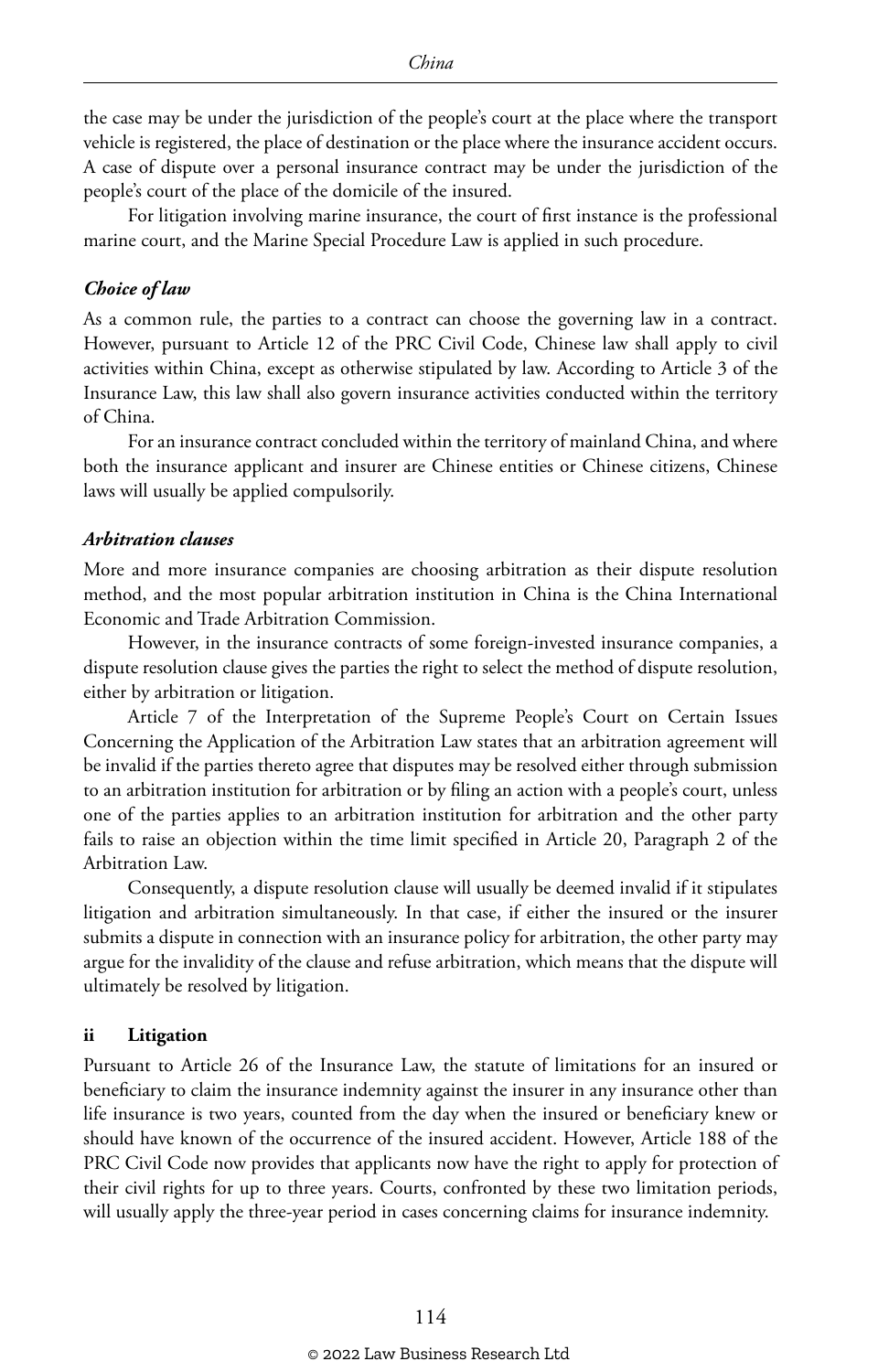the case may be under the jurisdiction of the people's court at the place where the transport vehicle is registered, the place of destination or the place where the insurance accident occurs. A case of dispute over a personal insurance contract may be under the jurisdiction of the people's court of the place of the domicile of the insured.

For litigation involving marine insurance, the court of first instance is the professional marine court, and the Marine Special Procedure Law is applied in such procedure.

#### *Choice of law*

As a common rule, the parties to a contract can choose the governing law in a contract. However, pursuant to Article 12 of the PRC Civil Code, Chinese law shall apply to civil activities within China, except as otherwise stipulated by law. According to Article 3 of the Insurance Law, this law shall also govern insurance activities conducted within the territory of China.

For an insurance contract concluded within the territory of mainland China, and where both the insurance applicant and insurer are Chinese entities or Chinese citizens, Chinese laws will usually be applied compulsorily.

#### *Arbitration clauses*

More and more insurance companies are choosing arbitration as their dispute resolution method, and the most popular arbitration institution in China is the China International Economic and Trade Arbitration Commission.

However, in the insurance contracts of some foreign-invested insurance companies, a dispute resolution clause gives the parties the right to select the method of dispute resolution, either by arbitration or litigation.

Article 7 of the Interpretation of the Supreme People's Court on Certain Issues Concerning the Application of the Arbitration Law states that an arbitration agreement will be invalid if the parties thereto agree that disputes may be resolved either through submission to an arbitration institution for arbitration or by filing an action with a people's court, unless one of the parties applies to an arbitration institution for arbitration and the other party fails to raise an objection within the time limit specified in Article 20, Paragraph 2 of the Arbitration Law.

Consequently, a dispute resolution clause will usually be deemed invalid if it stipulates litigation and arbitration simultaneously. In that case, if either the insured or the insurer submits a dispute in connection with an insurance policy for arbitration, the other party may argue for the invalidity of the clause and refuse arbitration, which means that the dispute will ultimately be resolved by litigation.

### ii Litigation

Pursuant to Article 26 of the Insurance Law, the statute of limitations for an insured or beneficiary to claim the insurance indemnity against the insurer in any insurance other than life insurance is two years, counted from the day when the insured or beneficiary knew or should have known of the occurrence of the insured accident. However, Article 188 of the PRC Civil Code now provides that applicants now have the right to apply for protection of their civil rights for up to three years. Courts, confronted by these two limitation periods, will usually apply the three-year period in cases concerning claims for insurance indemnity.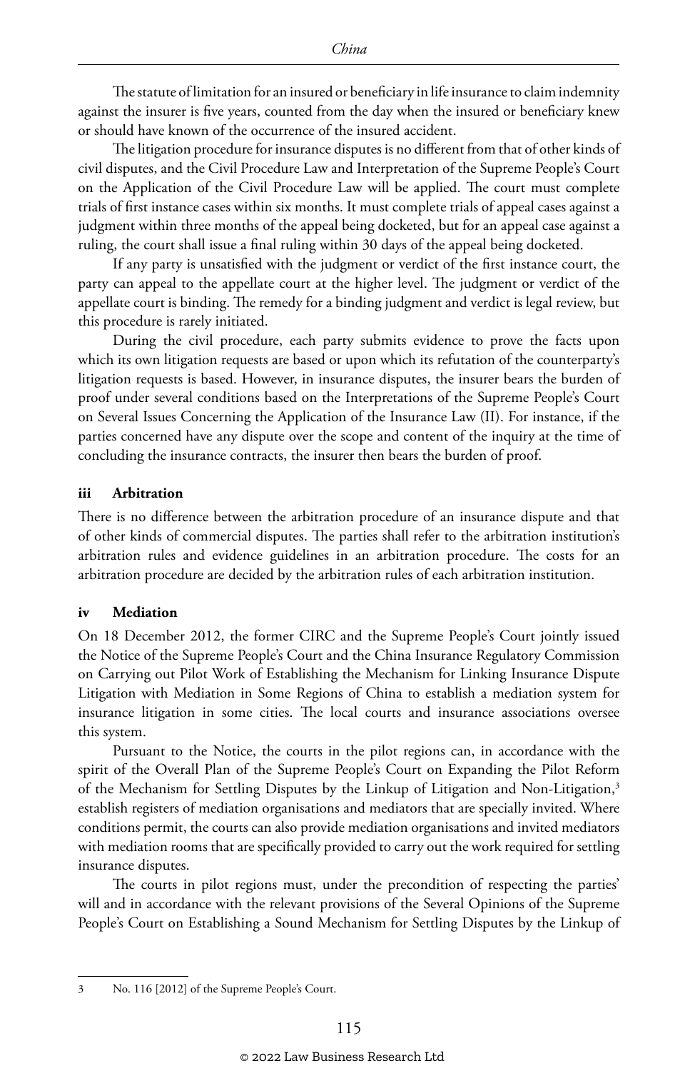The statute of limitation for an insured or beneficiary in life insurance to claim indemnity against the insurer is five years, counted from the day when the insured or beneficiary knew or should have known of the occurrence of the insured accident.

The litigation procedure for insurance disputes is no different from that of other kinds of civil disputes, and the Civil Procedure Law and Interpretation of the Supreme People's Court on the Application of the Civil Procedure Law will be applied. The court must complete trials of first instance cases within six months. It must complete trials of appeal cases against a judgment within three months of the appeal being docketed, but for an appeal case against a ruling, the court shall issue a final ruling within 30 days of the appeal being docketed.

If any party is unsatisfied with the judgment or verdict of the first instance court, the party can appeal to the appellate court at the higher level. The judgment or verdict of the appellate court is binding. The remedy for a binding judgment and verdict is legal review, but this procedure is rarely initiated.

During the civil procedure, each party submits evidence to prove the facts upon which its own litigation requests are based or upon which its refutation of the counterparty's litigation requests is based. However, in insurance disputes, the insurer bears the burden of proof under several conditions based on the Interpretations of the Supreme People's Court on Several Issues Concerning the Application of the Insurance Law (II). For instance, if the parties concerned have any dispute over the scope and content of the inquiry at the time of concluding the insurance contracts, the insurer then bears the burden of proof.

#### iii Arbitration

There is no difference between the arbitration procedure of an insurance dispute and that of other kinds of commercial disputes. The parties shall refer to the arbitration institution's arbitration rules and evidence guidelines in an arbitration procedure. The costs for an arbitration procedure are decided by the arbitration rules of each arbitration institution.

#### iv Mediation

On 18 December 2012, the former CIRC and the Supreme People's Court jointly issued the Notice of the Supreme People's Court and the China Insurance Regulatory Commission on Carrying out Pilot Work of Establishing the Mechanism for Linking Insurance Dispute Litigation with Mediation in Some Regions of China to establish a mediation system for insurance litigation in some cities. The local courts and insurance associations oversee this system.

Pursuant to the Notice, the courts in the pilot regions can, in accordance with the spirit of the Overall Plan of the Supreme People's Court on Expanding the Pilot Reform of the Mechanism for Settling Disputes by the Linkup of Litigation and Non-Litigation,[3] establish registers of mediation organisations and mediators that are specially invited. Where conditions permit, the courts can also provide mediation organisations and invited mediators with mediation rooms that are specifically provided to carry out the work required for settling insurance disputes.

The courts in pilot regions must, under the precondition of respecting the parties' will and in accordance with the relevant provisions of the Several Opinions of the Supreme People's Court on Establishing a Sound Mechanism for Settling Disputes by the Linkup of

---

3 No. 116 [2012] of the Supreme People's Court.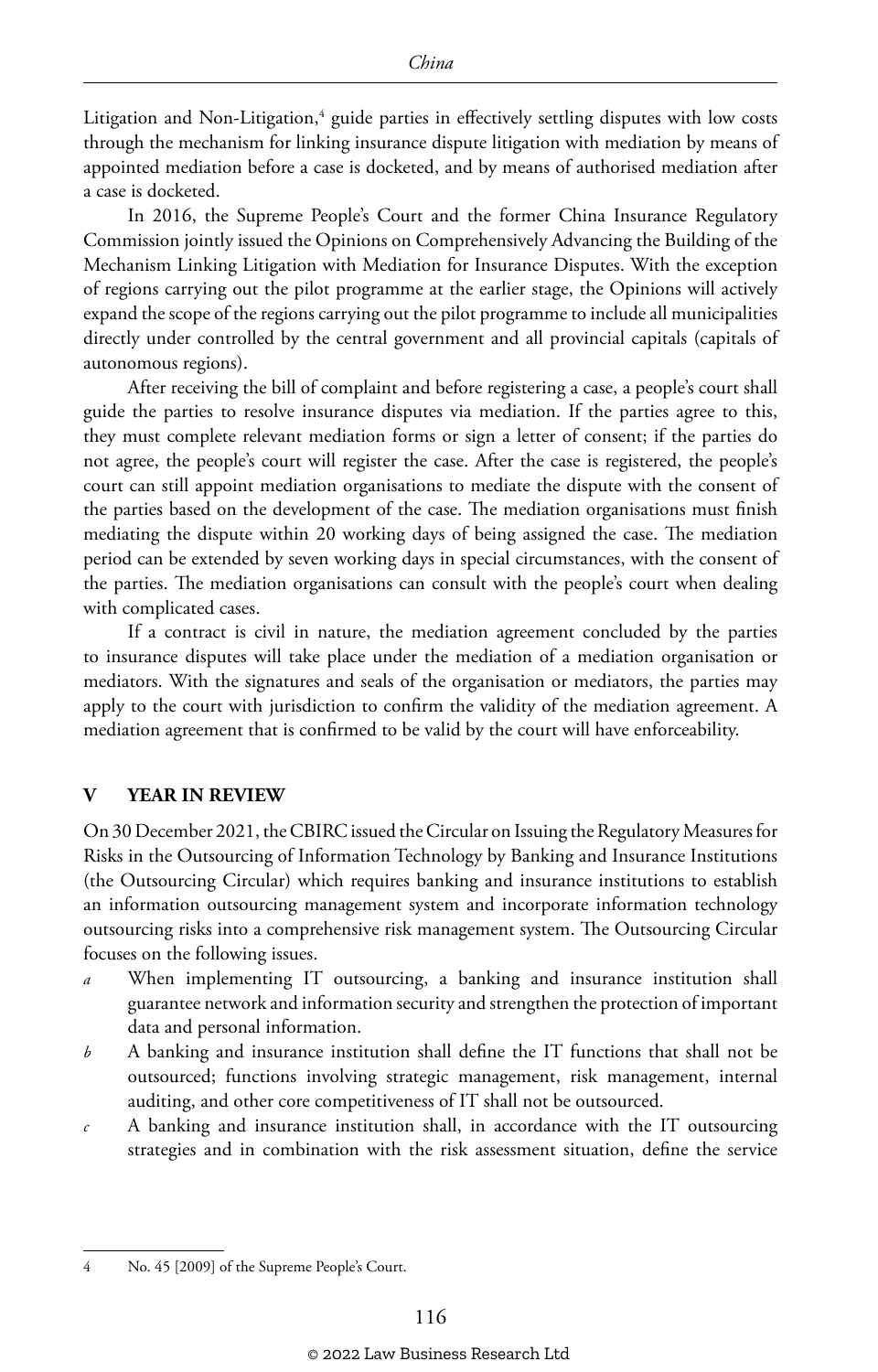Litigation and Non-Litigation,[4] guide parties in effectively settling disputes with low costs through the mechanism for linking insurance dispute litigation with mediation by means of appointed mediation before a case is docketed, and by means of authorised mediation after a case is docketed.

In 2016, the Supreme People's Court and the former China Insurance Regulatory Commission jointly issued the Opinions on Comprehensively Advancing the Building of the Mechanism Linking Litigation with Mediation for Insurance Disputes. With the exception of regions carrying out the pilot programme at the earlier stage, the Opinions will actively expand the scope of the regions carrying out the pilot programme to include all municipalities directly under controlled by the central government and all provincial capitals (capitals of autonomous regions).

After receiving the bill of complaint and before registering a case, a people's court shall guide the parties to resolve insurance disputes via mediation. If the parties agree to this, they must complete relevant mediation forms or sign a letter of consent; if the parties do not agree, the people's court will register the case. After the case is registered, the people's court can still appoint mediation organisations to mediate the dispute with the consent of the parties based on the development of the case. The mediation organisations must finish mediating the dispute within 20 working days of being assigned the case. The mediation period can be extended by seven working days in special circumstances, with the consent of the parties. The mediation organisations can consult with the people's court when dealing with complicated cases.

If a contract is civil in nature, the mediation agreement concluded by the parties to insurance disputes will take place under the mediation of a mediation organisation or mediators. With the signatures and seals of the organisation or mediators, the parties may apply to the court with jurisdiction to confirm the validity of the mediation agreement. A mediation agreement that is confirmed to be valid by the court will have enforceability.

## V YEAR IN REVIEW

On 30 December 2021, the CBIRC issued the Circular on Issuing the Regulatory Measures for Risks in the Outsourcing of Information Technology by Banking and Insurance Institutions (the Outsourcing Circular) which requires banking and insurance institutions to establish an information outsourcing management system and incorporate information technology outsourcing risks into a comprehensive risk management system. The Outsourcing Circular focuses on the following issues.

- *a* When implementing IT outsourcing, a banking and insurance institution shall guarantee network and information security and strengthen the protection of important data and personal information.
- *b* A banking and insurance institution shall define the IT functions that shall not be outsourced; functions involving strategic management, risk management, internal auditing, and other core competitiveness of IT shall not be outsourced.
- *c* A banking and insurance institution shall, in accordance with the IT outsourcing strategies and in combination with the risk assessment situation, define the service

---

4 No. 45 [2009] of the Supreme People's Court.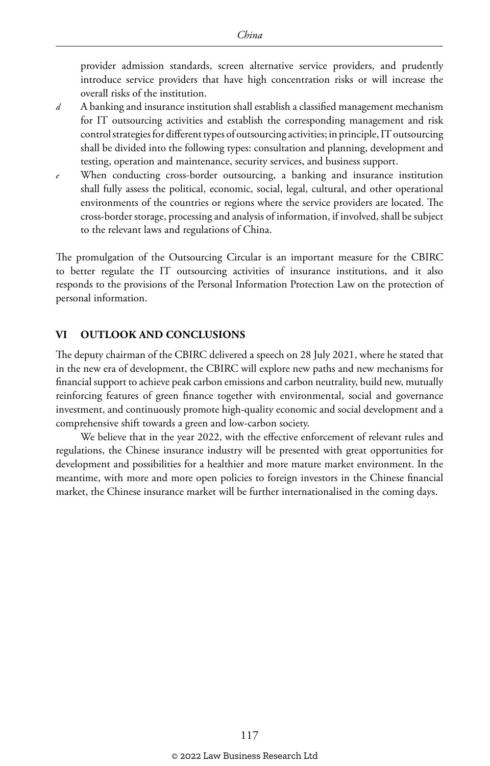provider admission standards, screen alternative service providers, and prudently introduce service providers that have high concentration risks or will increase the overall risks of the institution.

*d* A banking and insurance institution shall establish a classified management mechanism for IT outsourcing activities and establish the corresponding management and risk control strategies for different types of outsourcing activities; in principle, IT outsourcing shall be divided into the following types: consultation and planning, development and testing, operation and maintenance, security services, and business support.

*e* When conducting cross-border outsourcing, a banking and insurance institution shall fully assess the political, economic, social, legal, cultural, and other operational environments of the countries or regions where the service providers are located. The cross-border storage, processing and analysis of information, if involved, shall be subject to the relevant laws and regulations of China.

The promulgation of the Outsourcing Circular is an important measure for the CBIRC to better regulate the IT outsourcing activities of insurance institutions, and it also responds to the provisions of the Personal Information Protection Law on the protection of personal information.

## VI OUTLOOK AND CONCLUSIONS

The deputy chairman of the CBIRC delivered a speech on 28 July 2021, where he stated that in the new era of development, the CBIRC will explore new paths and new mechanisms for financial support to achieve peak carbon emissions and carbon neutrality, build new, mutually reinforcing features of green finance together with environmental, social and governance investment, and continuously promote high-quality economic and social development and a comprehensive shift towards a green and low-carbon society.

We believe that in the year 2022, with the effective enforcement of relevant rules and regulations, the Chinese insurance industry will be presented with great opportunities for development and possibilities for a healthier and more mature market environment. In the meantime, with more and more open policies to foreign investors in the Chinese financial market, the Chinese insurance market will be further internationalised in the coming days.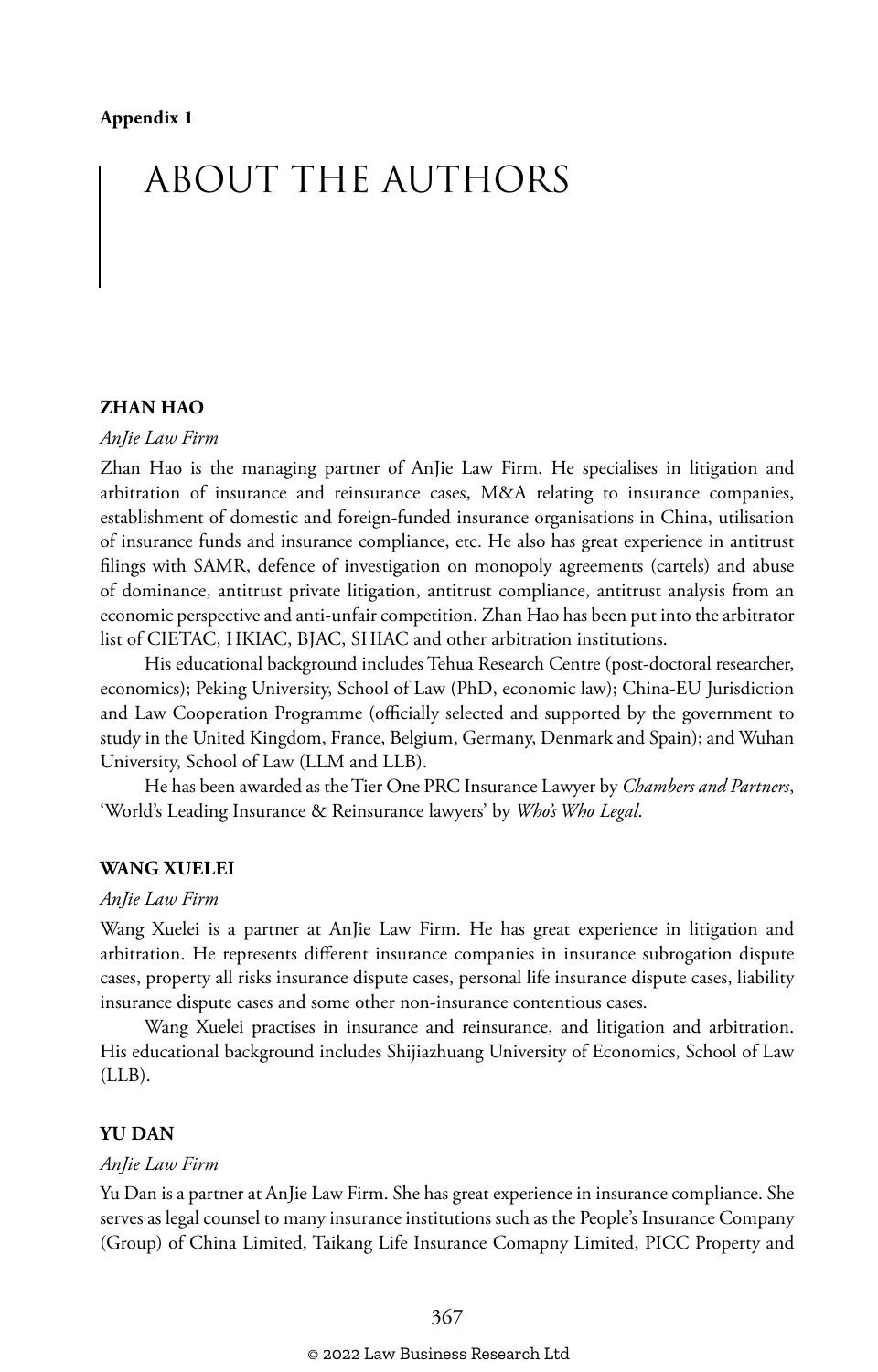**Appendix 1**

# ABOUT THE AUTHORS

## ZHAN HAO

*AnJie Law Firm*

Zhan Hao is the managing partner of AnJie Law Firm. He specialises in litigation and arbitration of insurance and reinsurance cases, M&A relating to insurance companies, establishment of domestic and foreign-funded insurance organisations in China, utilisation of insurance funds and insurance compliance, etc. He also has great experience in antitrust filings with SAMR, defence of investigation on monopoly agreements (cartels) and abuse of dominance, antitrust private litigation, antitrust compliance, antitrust analysis from an economic perspective and anti-unfair competition. Zhan Hao has been put into the arbitrator list of CIETAC, HKIAC, BJAC, SHIAC and other arbitration institutions.

His educational background includes Tehua Research Centre (post-doctoral researcher, economics); Peking University, School of Law (PhD, economic law); China-EU Jurisdiction and Law Cooperation Programme (officially selected and supported by the government to study in the United Kingdom, France, Belgium, Germany, Denmark and Spain); and Wuhan University, School of Law (LLM and LLB).

He has been awarded as the Tier One PRC Insurance Lawyer by *Chambers and Partners*, 'World's Leading Insurance & Reinsurance lawyers' by *Who's Who Legal*.

## WANG XUELEI

*AnJie Law Firm*

Wang Xuelei is a partner at AnJie Law Firm. He has great experience in litigation and arbitration. He represents different insurance companies in insurance subrogation dispute cases, property all risks insurance dispute cases, personal life insurance dispute cases, liability insurance dispute cases and some other non-insurance contentious cases.

Wang Xuelei practises in insurance and reinsurance, and litigation and arbitration. His educational background includes Shijiazhuang University of Economics, School of Law (LLB).

## YU DAN

*AnJie Law Firm*

Yu Dan is a partner at AnJie Law Firm. She has great experience in insurance compliance. She serves as legal counsel to many insurance institutions such as the People's Insurance Company (Group) of China Limited, Taikang Life Insurance Comapny Limited, PICC Property and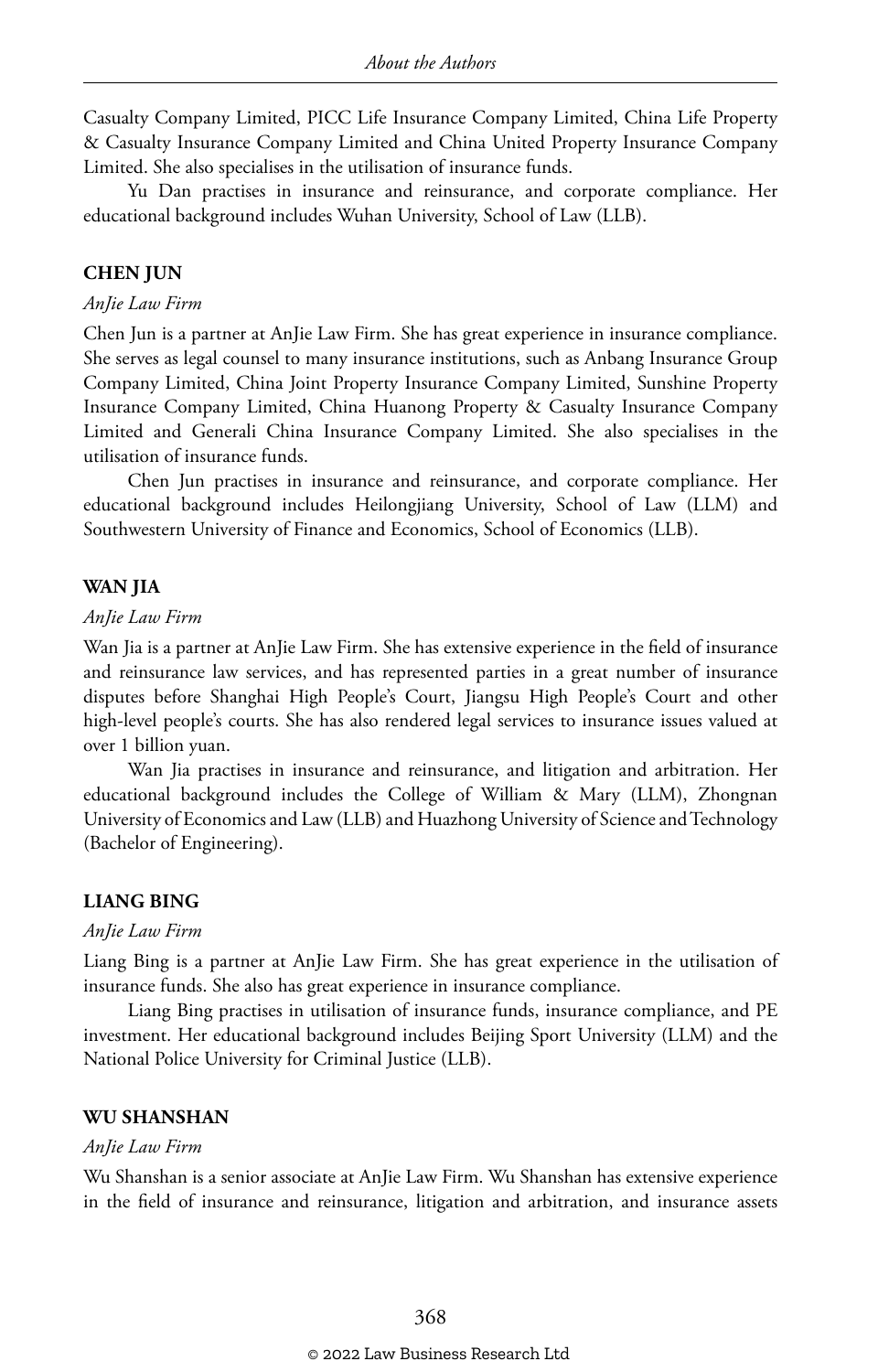Casualty Company Limited, PICC Life Insurance Company Limited, China Life Property & Casualty Insurance Company Limited and China United Property Insurance Company Limited. She also specialises in the utilisation of insurance funds.

Yu Dan practises in insurance and reinsurance, and corporate compliance. Her educational background includes Wuhan University, School of Law (LLB).

**CHEN JUN**

*AnJie Law Firm*

Chen Jun is a partner at AnJie Law Firm. She has great experience in insurance compliance. She serves as legal counsel to many insurance institutions, such as Anbang Insurance Group Company Limited, China Joint Property Insurance Company Limited, Sunshine Property Insurance Company Limited, China Huanong Property & Casualty Insurance Company Limited and Generali China Insurance Company Limited. She also specialises in the utilisation of insurance funds.

Chen Jun practises in insurance and reinsurance, and corporate compliance. Her educational background includes Heilongjiang University, School of Law (LLM) and Southwestern University of Finance and Economics, School of Economics (LLB).

**WAN JIA**

*AnJie Law Firm*

Wan Jia is a partner at AnJie Law Firm. She has extensive experience in the field of insurance and reinsurance law services, and has represented parties in a great number of insurance disputes before Shanghai High People's Court, Jiangsu High People's Court and other high-level people's courts. She has also rendered legal services to insurance issues valued at over 1 billion yuan.

Wan Jia practises in insurance and reinsurance, and litigation and arbitration. Her educational background includes the College of William & Mary (LLM), Zhongnan University of Economics and Law (LLB) and Huazhong University of Science and Technology (Bachelor of Engineering).

**LIANG BING**

*AnJie Law Firm*

Liang Bing is a partner at AnJie Law Firm. She has great experience in the utilisation of insurance funds. She also has great experience in insurance compliance.

Liang Bing practises in utilisation of insurance funds, insurance compliance, and PE investment. Her educational background includes Beijing Sport University (LLM) and the National Police University for Criminal Justice (LLB).

**WU SHANSHAN**

*AnJie Law Firm*

Wu Shanshan is a senior associate at AnJie Law Firm. Wu Shanshan has extensive experience in the field of insurance and reinsurance, litigation and arbitration, and insurance assets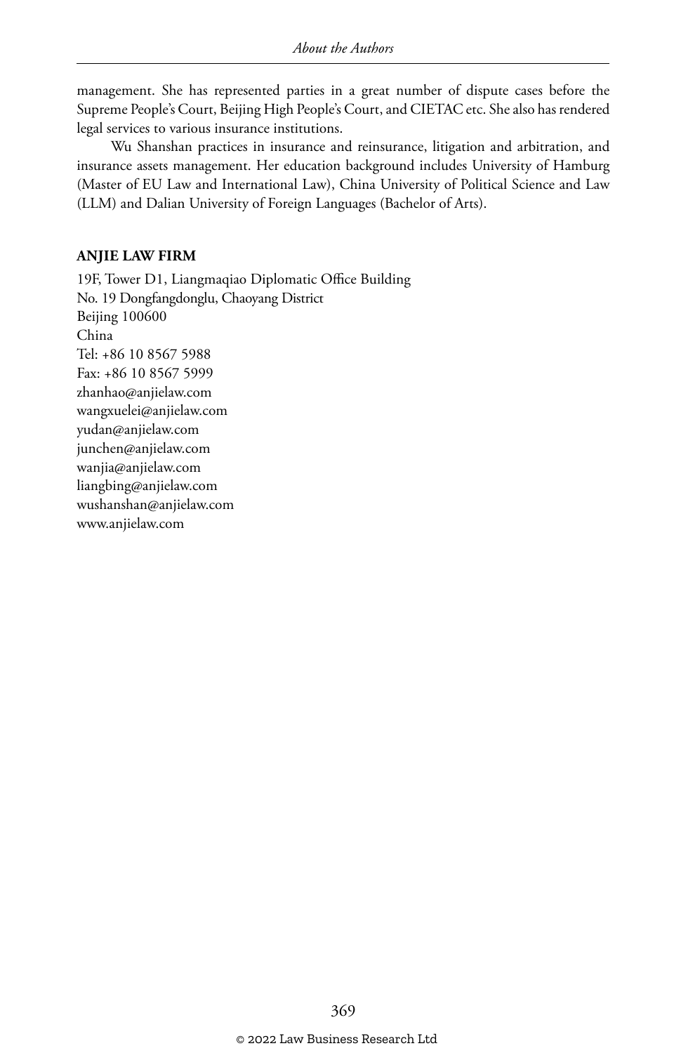management. She has represented parties in a great number of dispute cases before the Supreme People's Court, Beijing High People's Court, and CIETAC etc. She also has rendered legal services to various insurance institutions.

Wu Shanshan practices in insurance and reinsurance, litigation and arbitration, and insurance assets management. Her education background includes University of Hamburg (Master of EU Law and International Law), China University of Political Science and Law (LLM) and Dalian University of Foreign Languages (Bachelor of Arts).

**ANJIE LAW FIRM**

19F, Tower D1, Liangmaqiao Diplomatic Office Building
No. 19 Dongfangdonglu, Chaoyang District
Beijing 100600
China
Tel: +86 10 8567 5988
Fax: +86 10 8567 5999
zhanhao@anjielaw.com
wangxuelei@anjielaw.com
yudan@anjielaw.com
junchen@anjielaw.com
wanjia@anjielaw.com
liangbing@anjielaw.com
wushanshan@anjielaw.com
www.anjielaw.com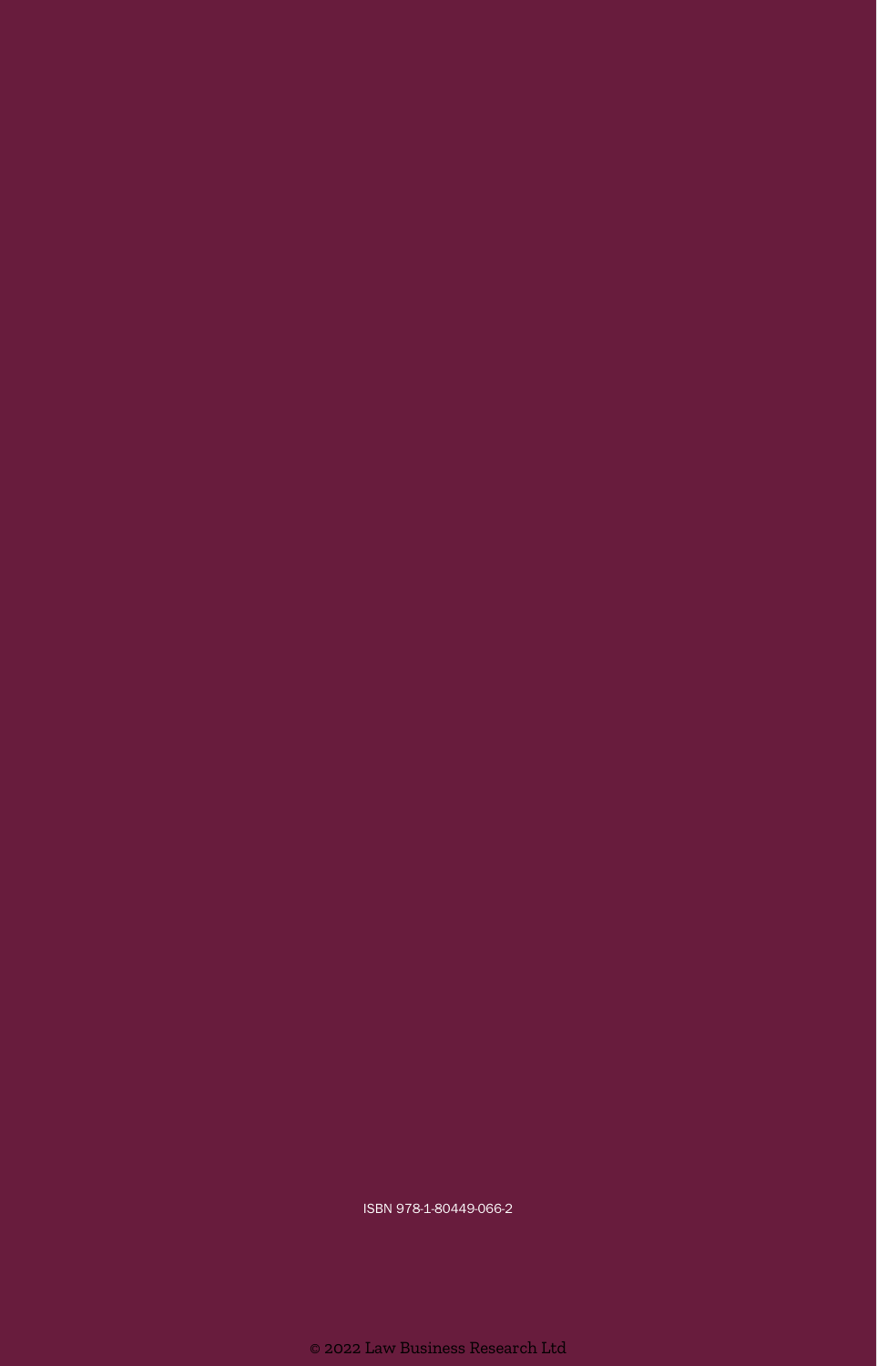ISBN 978-1-80449-066-2

© 2022 Law Business Research Ltd